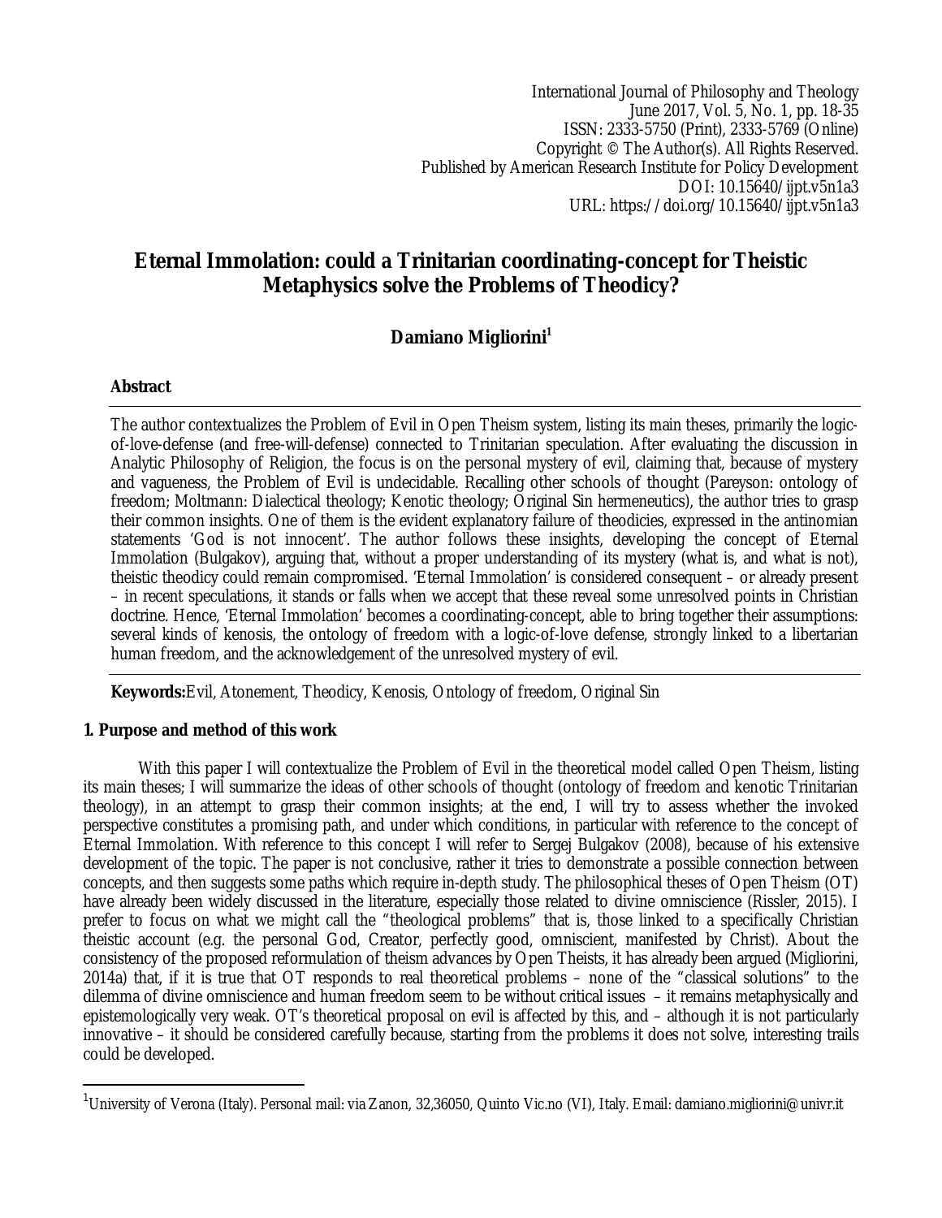International Journal of Philosophy and Theology
June 2017, Vol. 5, No. 1, pp. 18-35
ISSN: 2333-5750 (Print), 2333-5769 (Online)
Copyright © The Author(s). All Rights Reserved.
Published by American Research Institute for Policy Development
DOI: 10.15640/ijpt.v5n1a3
URL: https://doi.org/10.15640/ijpt.v5n1a3

# Eternal Immolation: could a Trinitarian coordinating-concept for Theistic Metaphysics solve the Problems of Theodicy?

**Damiano Migliorini[1]**

## Abstract

The author contextualizes the Problem of Evil in Open Theism system, listing its main theses, primarily the logic-of-love-defense (and free-will-defense) connected to Trinitarian speculation. After evaluating the discussion in Analytic Philosophy of Religion, the focus is on the personal mystery of evil, claiming that, because of mystery and vagueness, the Problem of Evil is undecidable. Recalling other schools of thought (Pareyson: ontology of freedom; Moltmann: Dialectical theology; Kenotic theology; Original Sin hermeneutics), the author tries to grasp their common insights. One of them is the evident explanatory failure of theodicies, expressed in the antinomian statements 'God is not innocent'. The author follows these insights, developing the concept of Eternal Immolation (Bulgakov), arguing that, without a proper understanding of its mystery (what is, and what is not), theistic theodicy could remain compromised. 'Eternal Immolation' is considered consequent – or already present – in recent speculations, it stands or falls when we accept that these reveal some unresolved points in Christian doctrine. Hence, 'Eternal Immolation' becomes a coordinating-concept, able to bring together their assumptions: several kinds of kenosis, the ontology of freedom with a logic-of-love defense, strongly linked to a libertarian human freedom, and the acknowledgement of the unresolved mystery of evil.

**Keywords:** Evil, Atonement, Theodicy, Kenosis, Ontology of freedom, Original Sin

## 1. Purpose and method of this work

With this paper I will contextualize the Problem of Evil in the theoretical model called Open Theism, listing its main theses; I will summarize the ideas of other schools of thought (ontology of freedom and kenotic Trinitarian theology), in an attempt to grasp their common insights; at the end, I will try to assess whether the invoked perspective constitutes a promising path, and under which conditions, in particular with reference to the concept of Eternal Immolation. With reference to this concept I will refer to Sergej Bulgakov (2008), because of his extensive development of the topic. The paper is not conclusive, rather it tries to demonstrate a possible connection between concepts, and then suggests some paths which require in-depth study. The philosophical theses of Open Theism (OT) have already been widely discussed in the literature, especially those related to divine omniscience (Rissler, 2015). I prefer to focus on what we might call the "theological problems" that is, those linked to a specifically Christian theistic account (e.g. the personal God, Creator, perfectly good, omniscient, manifested by Christ). About the consistency of the proposed reformulation of theism advances by Open Theists, it has already been argued (Migliorini, 2014a) that, if it is true that OT responds to real theoretical problems – none of the "classical solutions" to the dilemma of divine omniscience and human freedom seem to be without critical issues – it remains metaphysically and epistemologically very weak. OT's theoretical proposal on evil is affected by this, and – although it is not particularly innovative – it should be considered carefully because, starting from the problems it does not solve, interesting trails could be developed.

---

[1] University of Verona (Italy). Personal mail: via Zanon, 32,36050, Quinto Vic.no (VI), Italy. Email: damiano.migliorini@univr.it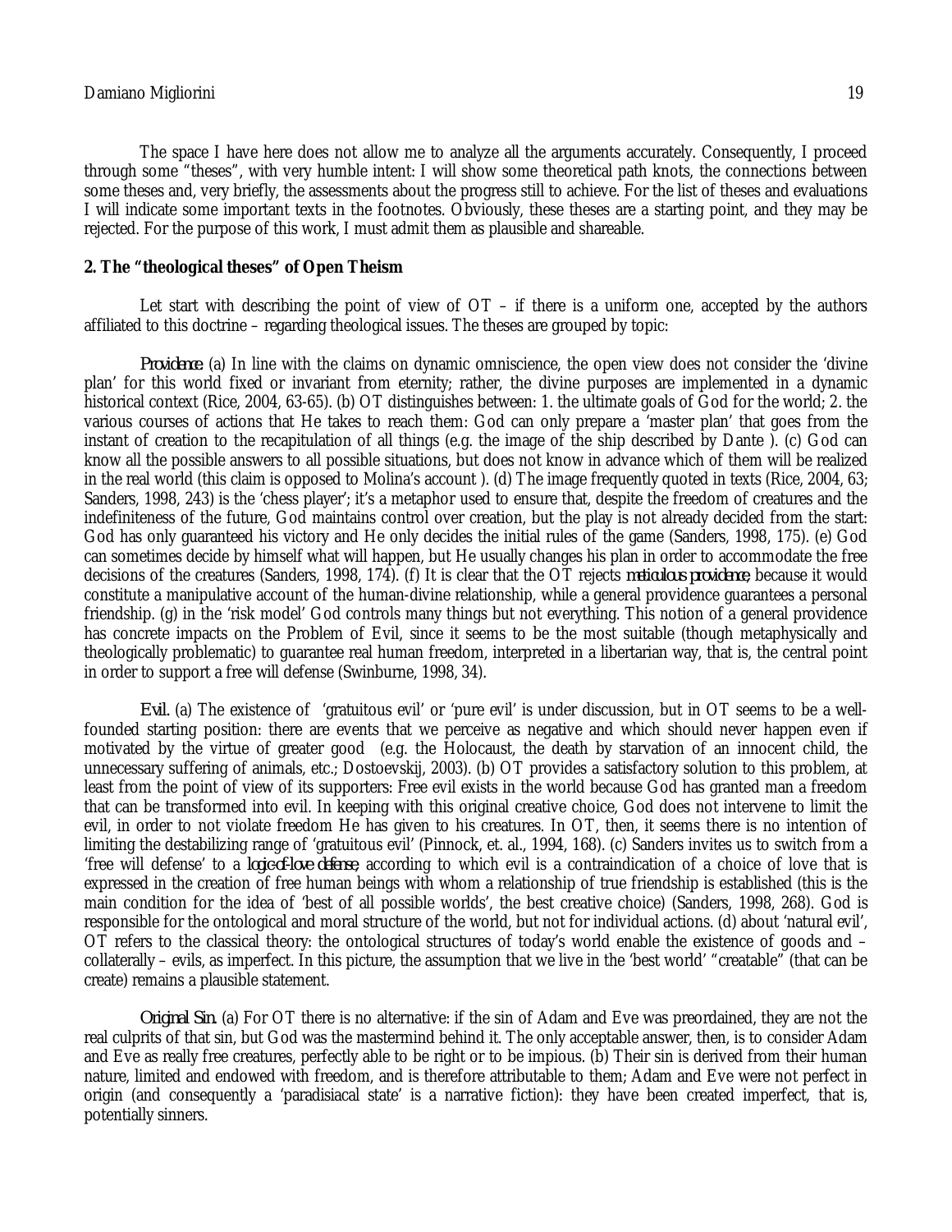The space I have here does not allow me to analyze all the arguments accurately. Consequently, I proceed through some "theses", with very humble intent: I will show some theoretical path knots, the connections between some theses and, very briefly, the assessments about the progress still to achieve. For the list of theses and evaluations I will indicate some important texts in the footnotes. Obviously, these theses are a starting point, and they may be rejected. For the purpose of this work, I must admit them as plausible and shareable.

## 2. The "theological theses" of Open Theism

Let start with describing the point of view of OT – if there is a uniform one, accepted by the authors affiliated to this doctrine – regarding theological issues. The theses are grouped by topic:

*Providence.* (a) In line with the claims on dynamic omniscience, the open view does not consider the 'divine plan' for this world fixed or invariant from eternity; rather, the divine purposes are implemented in a dynamic historical context (Rice, 2004, 63-65). (b) OT distinguishes between: 1. the ultimate goals of God for the world; 2. the various courses of actions that He takes to reach them: God can only prepare a 'master plan' that goes from the instant of creation to the recapitulation of all things (e.g. the image of the ship described by Dante ). (c) God can know all the possible answers to all possible situations, but does not know in advance which of them will be realized in the real world (this claim is opposed to Molina's account ). (d) The image frequently quoted in texts (Rice, 2004, 63; Sanders, 1998, 243) is the 'chess player'; it's a metaphor used to ensure that, despite the freedom of creatures and the indefiniteness of the future, God maintains control over creation, but the play is not already decided from the start: God has only guaranteed his victory and He only decides the initial rules of the game (Sanders, 1998, 175). (e) God can sometimes decide by himself what will happen, but He usually changes his plan in order to accommodate the free decisions of the creatures (Sanders, 1998, 174). (f) It is clear that the OT rejects *meticulous providence*, because it would constitute a manipulative account of the human-divine relationship, while a general providence guarantees a personal friendship. (g) in the 'risk model' God controls many things but not everything. This notion of a general providence has concrete impacts on the Problem of Evil, since it seems to be the most suitable (though metaphysically and theologically problematic) to guarantee real human freedom, interpreted in a libertarian way, that is, the central point in order to support a free will defense (Swinburne, 1998, 34).

*Evil.* (a) The existence of 'gratuitous evil' or 'pure evil' is under discussion, but in OT seems to be a well-founded starting position: there are events that we perceive as negative and which should never happen even if motivated by the virtue of greater good (e.g. the Holocaust, the death by starvation of an innocent child, the unnecessary suffering of animals, etc.; Dostoevskij, 2003). (b) OT provides a satisfactory solution to this problem, at least from the point of view of its supporters: Free evil exists in the world because God has granted man a freedom that can be transformed into evil. In keeping with this original creative choice, God does not intervene to limit the evil, in order to not violate freedom He has given to his creatures. In OT, then, it seems there is no intention of limiting the destabilizing range of 'gratuitous evil' (Pinnock, et. al., 1994, 168). (c) Sanders invites us to switch from a 'free will defense' to a *logic-of-love defense*, according to which evil is a contraindication of a choice of love that is expressed in the creation of free human beings with whom a relationship of true friendship is established (this is the main condition for the idea of 'best of all possible worlds', the best creative choice) (Sanders, 1998, 268). God is responsible for the ontological and moral structure of the world, but not for individual actions. (d) about 'natural evil', OT refers to the classical theory: the ontological structures of today's world enable the existence of goods and – collaterally – evils, as imperfect. In this picture, the assumption that we live in the 'best world' "creatable" (that can be create) remains a plausible statement.

*Original Sin.* (a) For OT there is no alternative: if the sin of Adam and Eve was preordained, they are not the real culprits of that sin, but God was the mastermind behind it. The only acceptable answer, then, is to consider Adam and Eve as really free creatures, perfectly able to be right or to be impious. (b) Their sin is derived from their human nature, limited and endowed with freedom, and is therefore attributable to them; Adam and Eve were not perfect in origin (and consequently a 'paradisiacal state' is a narrative fiction): they have been created imperfect, that is, potentially sinners.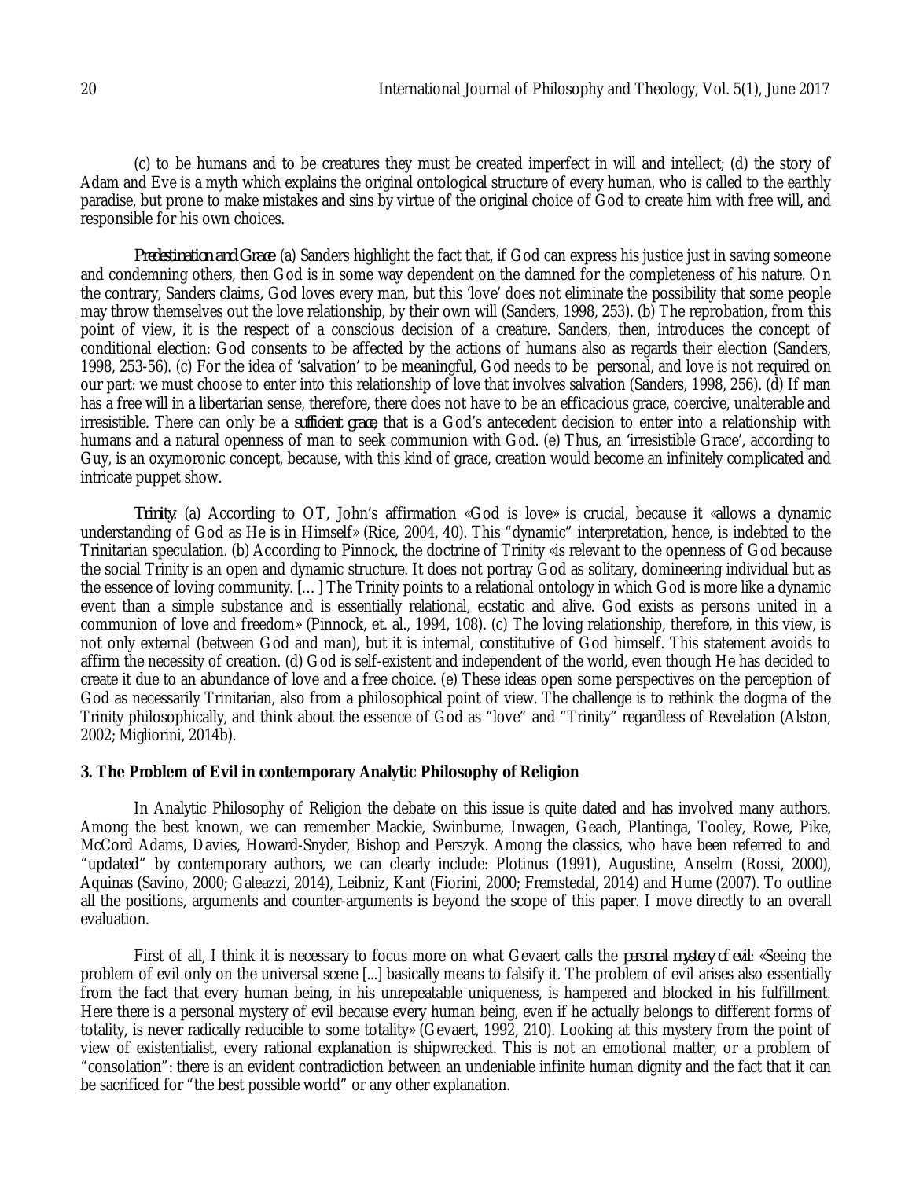(c) to be humans and to be creatures they must be created imperfect in will and intellect; (d) the story of Adam and Eve is a myth which explains the original ontological structure of every human, who is called to the earthly paradise, but prone to make mistakes and sins by virtue of the original choice of God to create him with free will, and responsible for his own choices.

*Predestination and Grace*. (a) Sanders highlight the fact that, if God can express his justice just in saving someone and condemning others, then God is in some way dependent on the damned for the completeness of his nature. On the contrary, Sanders claims, God loves every man, but this 'love' does not eliminate the possibility that some people may throw themselves out the love relationship, by their own will (Sanders, 1998, 253). (b) The reprobation, from this point of view, it is the respect of a conscious decision of a creature. Sanders, then, introduces the concept of conditional election: God consents to be affected by the actions of humans also as regards their election (Sanders, 1998, 253-56). (c) For the idea of 'salvation' to be meaningful, God needs to be personal, and love is not required on our part: we must choose to enter into this relationship of love that involves salvation (Sanders, 1998, 256). (d) If man has a free will in a libertarian sense, therefore, there does not have to be an efficacious grace, coercive, unalterable and irresistible. There can only be a *sufficient grace*, that is a God's antecedent decision to enter into a relationship with humans and a natural openness of man to seek communion with God. (e) Thus, an 'irresistible Grace', according to Guy, is an oxymoronic concept, because, with this kind of grace, creation would become an infinitely complicated and intricate puppet show.

*Trinity*. (a) According to OT, John's affirmation «God is love» is crucial, because it «allows a dynamic understanding of God as He is in Himself» (Rice, 2004, 40). This "dynamic" interpretation, hence, is indebted to the Trinitarian speculation. (b) According to Pinnock, the doctrine of Trinity «is relevant to the openness of God because the social Trinity is an open and dynamic structure. It does not portray God as solitary, domineering individual but as the essence of loving community. [...] The Trinity points to a relational ontology in which God is more like a dynamic event than a simple substance and is essentially relational, ecstatic and alive. God exists as persons united in a communion of love and freedom» (Pinnock, et. al., 1994, 108). (c) The loving relationship, therefore, in this view, is not only external (between God and man), but it is internal, constitutive of God himself. This statement avoids to affirm the necessity of creation. (d) God is self-existent and independent of the world, even though He has decided to create it due to an abundance of love and a free choice. (e) These ideas open some perspectives on the perception of God as necessarily Trinitarian, also from a philosophical point of view. The challenge is to rethink the dogma of the Trinity philosophically, and think about the essence of God as "love" and "Trinity" regardless of Revelation (Alston, 2002; Migliorini, 2014b).

## 3. The Problem of Evil in contemporary Analytic Philosophy of Religion

In Analytic Philosophy of Religion the debate on this issue is quite dated and has involved many authors. Among the best known, we can remember Mackie, Swinburne, Inwagen, Geach, Plantinga, Tooley, Rowe, Pike, McCord Adams, Davies, Howard-Snyder, Bishop and Perszyk. Among the classics, who have been referred to and "updated" by contemporary authors, we can clearly include: Plotinus (1991), Augustine, Anselm (Rossi, 2000), Aquinas (Savino, 2000; Galeazzi, 2014), Leibniz, Kant (Fiorini, 2000; Fremstedal, 2014) and Hume (2007). To outline all the positions, arguments and counter-arguments is beyond the scope of this paper. I move directly to an overall evaluation.

First of all, I think it is necessary to focus more on what Gevaert calls the *personal mystery of evil*: «Seeing the problem of evil only on the universal scene [...] basically means to falsify it. The problem of evil arises also essentially from the fact that every human being, in his unrepeatable uniqueness, is hampered and blocked in his fulfillment. Here there is a personal mystery of evil because every human being, even if he actually belongs to different forms of totality, is never radically reducible to some totality» (Gevaert, 1992, 210). Looking at this mystery from the point of view of existentialist, every rational explanation is shipwrecked. This is not an emotional matter, or a problem of "consolation": there is an evident contradiction between an undeniable infinite human dignity and the fact that it can be sacrificed for "the best possible world" or any other explanation.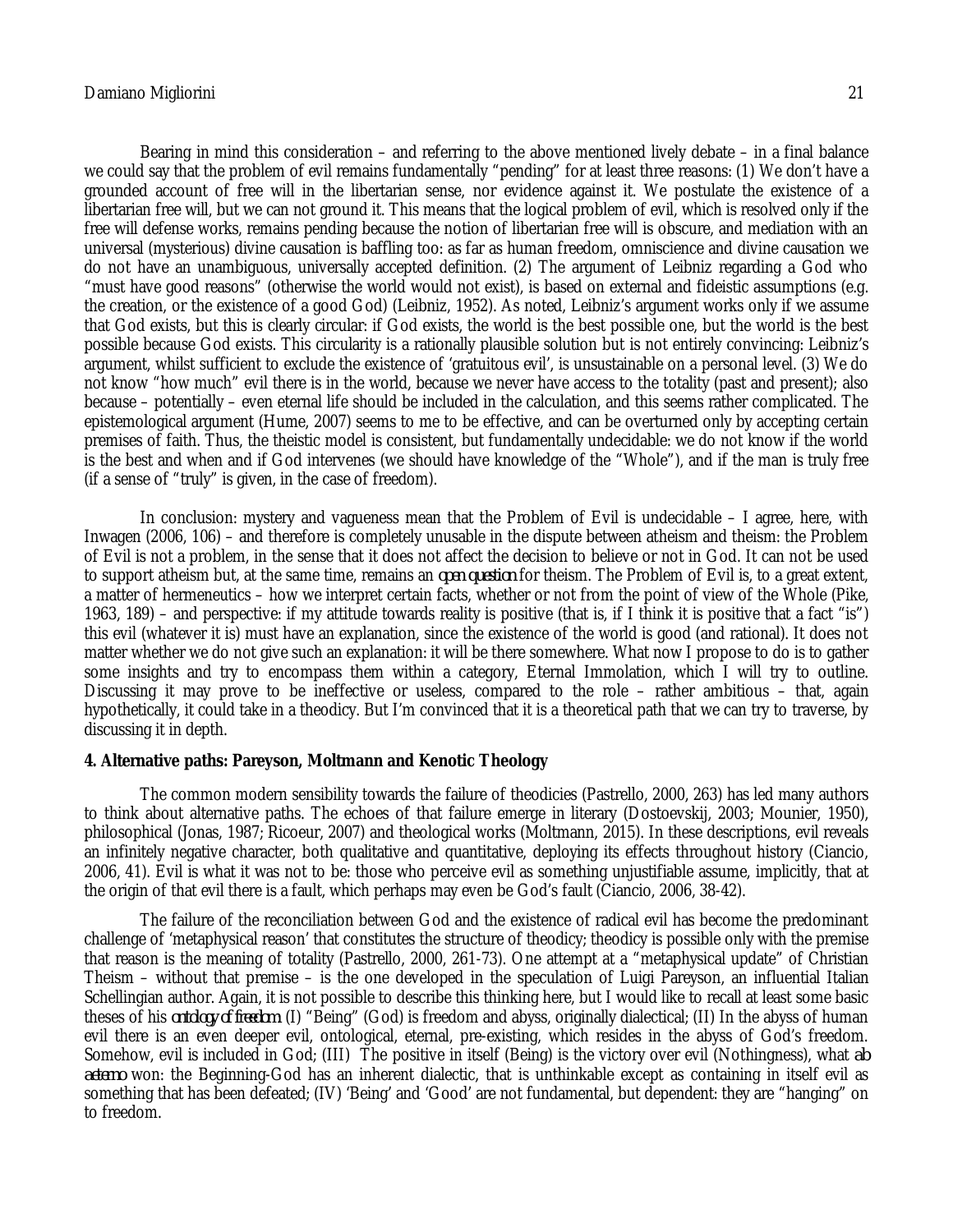Bearing in mind this consideration – and referring to the above mentioned lively debate – in a final balance we could say that the problem of evil remains fundamentally "pending" for at least three reasons: (1) We don't have a grounded account of free will in the libertarian sense, nor evidence against it. We postulate the existence of a libertarian free will, but we can not ground it. This means that the logical problem of evil, which is resolved only if the free will defense works, remains pending because the notion of libertarian free will is obscure, and mediation with an universal (mysterious) divine causation is baffling too: as far as human freedom, omniscience and divine causation we do not have an unambiguous, universally accepted definition. (2) The argument of Leibniz regarding a God who "must have good reasons" (otherwise the world would not exist), is based on external and fideistic assumptions (e.g. the creation, or the existence of a good God) (Leibniz, 1952). As noted, Leibniz's argument works only if we assume that God exists, but this is clearly circular: if God exists, the world is the best possible one, but the world is the best possible because God exists. This circularity is a rationally plausible solution but is not entirely convincing: Leibniz's argument, whilst sufficient to exclude the existence of 'gratuitous evil', is unsustainable on a personal level. (3) We do not know "how much" evil there is in the world, because we never have access to the totality (past and present); also because – potentially – even eternal life should be included in the calculation, and this seems rather complicated. The epistemological argument (Hume, 2007) seems to me to be effective, and can be overturned only by accepting certain premises of faith. Thus, the theistic model is consistent, but fundamentally undecidable: we do not know if the world is the best and when and if God intervenes (we should have knowledge of the "Whole"), and if the man is truly free (if a sense of "truly" is given, in the case of freedom).

In conclusion: mystery and vagueness mean that the Problem of Evil is undecidable – I agree, here, with Inwagen (2006, 106) – and therefore is completely unusable in the dispute between atheism and theism: the Problem of Evil is not a problem, in the sense that it does not affect the decision to believe or not in God. It can not be used to support atheism but, at the same time, remains an *open question* for theism. The Problem of Evil is, to a great extent, a matter of hermeneutics – how we interpret certain facts, whether or not from the point of view of the Whole (Pike, 1963, 189) – and perspective: if my attitude towards reality is positive (that is, if I think it is positive that a fact "is") this evil (whatever it is) must have an explanation, since the existence of the world is good (and rational). It does not matter whether we do not give such an explanation: it will be there somewhere. What now I propose to do is to gather some insights and try to encompass them within a category, Eternal Immolation, which I will try to outline. Discussing it may prove to be ineffective or useless, compared to the role – rather ambitious – that, again hypothetically, it could take in a theodicy. But I'm convinced that it is a theoretical path that we can try to traverse, by discussing it in depth.

## 4. Alternative paths: Pareyson, Moltmann and Kenotic Theology

The common modern sensibility towards the failure of theodicies (Pastrello, 2000, 263) has led many authors to think about alternative paths. The echoes of that failure emerge in literary (Dostoevskij, 2003; Mounier, 1950), philosophical (Jonas, 1987; Ricoeur, 2007) and theological works (Moltmann, 2015). In these descriptions, evil reveals an infinitely negative character, both qualitative and quantitative, deploying its effects throughout history (Ciancio, 2006, 41). Evil is what it was not to be: those who perceive evil as something unjustifiable assume, implicitly, that at the origin of that evil there is a fault, which perhaps may even be God's fault (Ciancio, 2006, 38-42).

The failure of the reconciliation between God and the existence of radical evil has become the predominant challenge of 'metaphysical reason' that constitutes the structure of theodicy; theodicy is possible only with the premise that reason is the meaning of totality (Pastrello, 2000, 261-73). One attempt at a "metaphysical update" of Christian Theism – without that premise – is the one developed in the speculation of Luigi Pareyson, an influential Italian Schellingian author. Again, it is not possible to describe this thinking here, but I would like to recall at least some basic theses of his *ontology of freedom*: (I) "Being" (God) is freedom and abyss, originally dialectical; (II) In the abyss of human evil there is an even deeper evil, ontological, eternal, pre-existing, which resides in the abyss of God's freedom. Somehow, evil is included in God; (III) The positive in itself (Being) is the victory over evil (Nothingness), what *ab aeterno* won: the Beginning-God has an inherent dialectic, that is unthinkable except as containing in itself evil as something that has been defeated; (IV) 'Being' and 'Good' are not fundamental, but dependent: they are "hanging" on to freedom.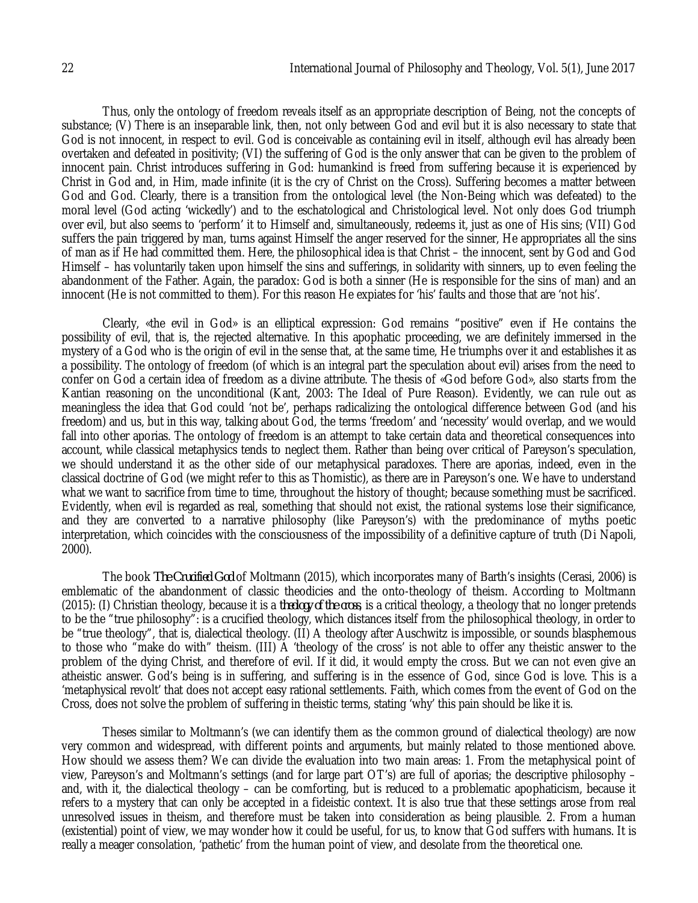Thus, only the ontology of freedom reveals itself as an appropriate description of Being, not the concepts of substance; (V) There is an inseparable link, then, not only between God and evil but it is also necessary to state that God is not innocent, in respect to evil. God is conceivable as containing evil in itself, although evil has already been overtaken and defeated in positivity; (VI) the suffering of God is the only answer that can be given to the problem of innocent pain. Christ introduces suffering in God: humankind is freed from suffering because it is experienced by Christ in God and, in Him, made infinite (it is the cry of Christ on the Cross). Suffering becomes a matter between God and God. Clearly, there is a transition from the ontological level (the Non-Being which was defeated) to the moral level (God acting 'wickedly') and to the eschatological and Christological level. Not only does God triumph over evil, but also seems to 'perform' it to Himself and, simultaneously, redeems it, just as one of His sins; (VII) God suffers the pain triggered by man, turns against Himself the anger reserved for the sinner, He appropriates all the sins of man as if He had committed them. Here, the philosophical idea is that Christ – the innocent, sent by God and God Himself – has voluntarily taken upon himself the sins and sufferings, in solidarity with sinners, up to even feeling the abandonment of the Father. Again, the paradox: God is both a sinner (He is responsible for the sins of man) and an innocent (He is not committed to them). For this reason He expiates for 'his' faults and those that are 'not his'.

Clearly, «the evil in God» is an elliptical expression: God remains "positive" even if He contains the possibility of evil, that is, the rejected alternative. In this apophatic proceeding, we are definitely immersed in the mystery of a God who is the origin of evil in the sense that, at the same time, He triumphs over it and establishes it as a possibility. The ontology of freedom (of which is an integral part the speculation about evil) arises from the need to confer on God a certain idea of freedom as a divine attribute. The thesis of «God before God», also starts from the Kantian reasoning on the unconditional (Kant, 2003: The Ideal of Pure Reason). Evidently, we can rule out as meaningless the idea that God could 'not be', perhaps radicalizing the ontological difference between God (and his freedom) and us, but in this way, talking about God, the terms 'freedom' and 'necessity' would overlap, and we would fall into other aporias. The ontology of freedom is an attempt to take certain data and theoretical consequences into account, while classical metaphysics tends to neglect them. Rather than being over critical of Pareyson's speculation, we should understand it as the other side of our metaphysical paradoxes. There are aporias, indeed, even in the classical doctrine of God (we might refer to this as Thomistic), as there are in Pareyson's one. We have to understand what we want to sacrifice from time to time, throughout the history of thought; because something must be sacrificed. Evidently, when evil is regarded as real, something that should not exist, the rational systems lose their significance, and they are converted to a narrative philosophy (like Pareyson's) with the predominance of myths poetic interpretation, which coincides with the consciousness of the impossibility of a definitive capture of truth (Di Napoli, 2000).

The book *The Crucified God* of Moltmann (2015), which incorporates many of Barth's insights (Cerasi, 2006) is emblematic of the abandonment of classic theodicies and the onto-theology of theism. According to Moltmann (2015): (I) Christian theology, because it is a *theology of the cross*, is a critical theology, a theology that no longer pretends to be the "true philosophy": is a crucified theology, which distances itself from the philosophical theology, in order to be "true theology", that is, dialectical theology. (II) A theology after Auschwitz is impossible, or sounds blasphemous to those who "make do with" theism. (III) A 'theology of the cross' is not able to offer any theistic answer to the problem of the dying Christ, and therefore of evil. If it did, it would empty the cross. But we can not even give an atheistic answer. God's being is in suffering, and suffering is in the essence of God, since God is love. This is a 'metaphysical revolt' that does not accept easy rational settlements. Faith, which comes from the event of God on the Cross, does not solve the problem of suffering in theistic terms, stating 'why' this pain should be like it is.

Theses similar to Moltmann's (we can identify them as the common ground of dialectical theology) are now very common and widespread, with different points and arguments, but mainly related to those mentioned above. How should we assess them? We can divide the evaluation into two main areas: 1. From the metaphysical point of view, Pareyson's and Moltmann's settings (and for large part OT's) are full of aporias; the descriptive philosophy – and, with it, the dialectical theology – can be comforting, but is reduced to a problematic apophaticism, because it refers to a mystery that can only be accepted in a fideistic context. It is also true that these settings arose from real unresolved issues in theism, and therefore must be taken into consideration as being plausible. 2. From a human (existential) point of view, we may wonder how it could be useful, for us, to know that God suffers with humans. It is really a meager consolation, 'pathetic' from the human point of view, and desolate from the theoretical one.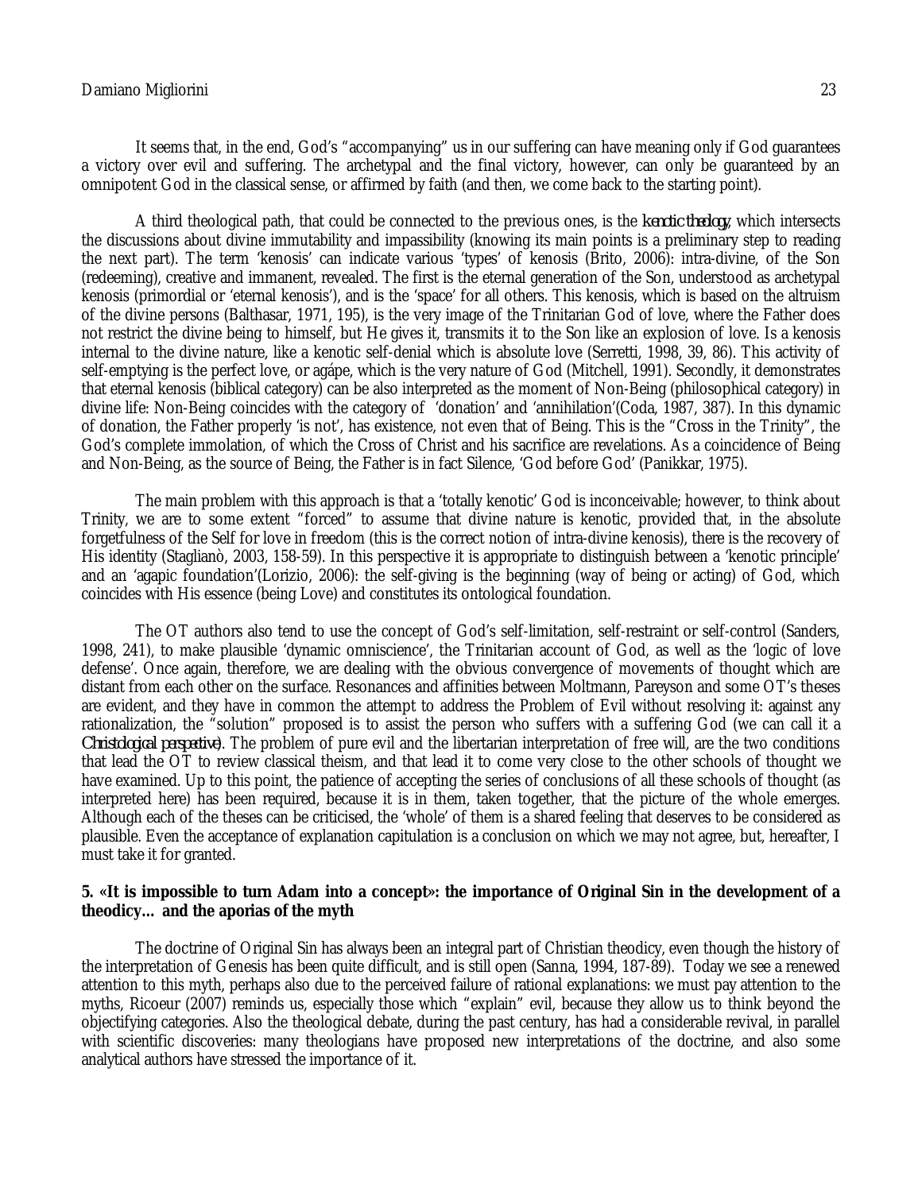It seems that, in the end, God's "accompanying" us in our suffering can have meaning only if God guarantees a victory over evil and suffering. The archetypal and the final victory, however, can only be guaranteed by an omnipotent God in the classical sense, or affirmed by faith (and then, we come back to the starting point).

A third theological path, that could be connected to the previous ones, is the *kenotic theology*, which intersects the discussions about divine immutability and impassibility (knowing its main points is a preliminary step to reading the next part). The term 'kenosis' can indicate various 'types' of kenosis (Brito, 2006): intra-divine, of the Son (redeeming), creative and immanent, revealed. The first is the eternal generation of the Son, understood as archetypal kenosis (primordial or 'eternal kenosis'), and is the 'space' for all others. This kenosis, which is based on the altruism of the divine persons (Balthasar, 1971, 195), is the very image of the Trinitarian God of love, where the Father does not restrict the divine being to himself, but He gives it, transmits it to the Son like an explosion of love. Is a kenosis internal to the divine nature, like a kenotic self-denial which is absolute love (Serretti, 1998, 39, 86). This activity of self-emptying is the perfect love, or agápe, which is the very nature of God (Mitchell, 1991). Secondly, it demonstrates that eternal kenosis (biblical category) can be also interpreted as the moment of Non-Being (philosophical category) in divine life: Non-Being coincides with the category of 'donation' and 'annihilation'(Coda, 1987, 387). In this dynamic of donation, the Father properly 'is not', has existence, not even that of Being. This is the "Cross in the Trinity", the God's complete immolation, of which the Cross of Christ and his sacrifice are revelations. As a coincidence of Being and Non-Being, as the source of Being, the Father is in fact Silence, 'God before God' (Panikkar, 1975).

The main problem with this approach is that a 'totally kenotic' God is inconceivable; however, to think about Trinity, we are to some extent "forced" to assume that divine nature is kenotic, provided that, in the absolute forgetfulness of the Self for love in freedom (this is the correct notion of intra-divine kenosis), there is the recovery of His identity (Staglianò, 2003, 158-59). In this perspective it is appropriate to distinguish between a 'kenotic principle' and an 'agapic foundation'(Lorizio, 2006): the self-giving is the beginning (way of being or acting) of God, which coincides with His essence (being Love) and constitutes its ontological foundation.

The OT authors also tend to use the concept of God's self-limitation, self-restraint or self-control (Sanders, 1998, 241), to make plausible 'dynamic omniscience', the Trinitarian account of God, as well as the 'logic of love defense'. Once again, therefore, we are dealing with the obvious convergence of movements of thought which are distant from each other on the surface. Resonances and affinities between Moltmann, Pareyson and some OT's theses are evident, and they have in common the attempt to address the Problem of Evil without resolving it: against any rationalization, the "solution" proposed is to assist the person who suffers with a suffering God (we can call it a *Christological perspective*). The problem of pure evil and the libertarian interpretation of free will, are the two conditions that lead the OT to review classical theism, and that lead it to come very close to the other schools of thought we have examined. Up to this point, the patience of accepting the series of conclusions of all these schools of thought (as interpreted here) has been required, because it is in them, taken together, that the picture of the whole emerges. Although each of the theses can be criticised, the 'whole' of them is a shared feeling that deserves to be considered as plausible. Even the acceptance of explanation capitulation is a conclusion on which we may not agree, but, hereafter, I must take it for granted.

## 5. «It is impossible to turn Adam into a concept»: the importance of Original Sin in the development of a theodicy… and the aporias of the myth

The doctrine of Original Sin has always been an integral part of Christian theodicy, even though the history of the interpretation of Genesis has been quite difficult, and is still open (Sanna, 1994, 187-89). Today we see a renewed attention to this myth, perhaps also due to the perceived failure of rational explanations: we must pay attention to the myths, Ricoeur (2007) reminds us, especially those which "explain" evil, because they allow us to think beyond the objectifying categories. Also the theological debate, during the past century, has had a considerable revival, in parallel with scientific discoveries: many theologians have proposed new interpretations of the doctrine, and also some analytical authors have stressed the importance of it.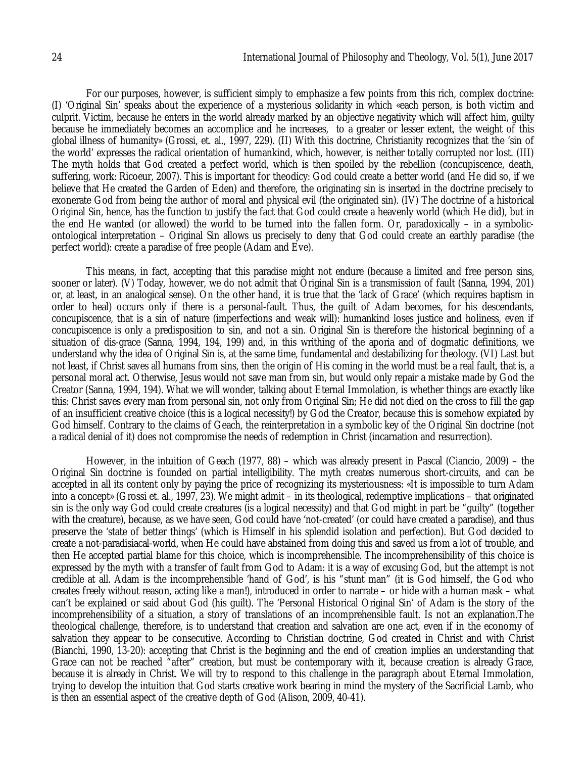For our purposes, however, is sufficient simply to emphasize a few points from this rich, complex doctrine: (I) 'Original Sin' speaks about the experience of a mysterious solidarity in which «each person, is both victim and culprit. Victim, because he enters in the world already marked by an objective negativity which will affect him, guilty because he immediately becomes an accomplice and he increases, to a greater or lesser extent, the weight of this global illness of humanity» (Grossi, et. al., 1997, 229). (II) With this doctrine, Christianity recognizes that the 'sin of the world' expresses the radical orientation of humankind, which, however, is neither totally corrupted nor lost. (III) The myth holds that God created a perfect world, which is then spoiled by the rebellion (concupiscence, death, suffering, work: Ricoeur, 2007). This is important for theodicy: God could create a better world (and He did so, if we believe that He created the Garden of Eden) and therefore, the originating sin is inserted in the doctrine precisely to exonerate God from being the author of moral and physical evil (the originated sin). (IV) The doctrine of a historical Original Sin, hence, has the function to justify the fact that God could create a heavenly world (which He did), but in the end He wanted (or allowed) the world to be turned into the fallen form. Or, paradoxically – in a symbolic-ontological interpretation – Original Sin allows us precisely to deny that God could create an earthly paradise (the perfect world): create a paradise of free people (Adam and Eve).

This means, in fact, accepting that this paradise might not endure (because a limited and free person sins, sooner or later). (V) Today, however, we do not admit that Original Sin is a transmission of fault (Sanna, 1994, 201) or, at least, in an analogical sense). On the other hand, it is true that the 'lack of Grace' (which requires baptism in order to heal) occurs only if there is a personal-fault. Thus, the guilt of Adam becomes, for his descendants, concupiscence, that is a sin of nature (imperfections and weak will): humankind loses justice and holiness, even if concupiscence is only a predisposition to sin, and not a sin. Original Sin is therefore the historical beginning of a situation of dis-grace (Sanna, 1994, 194, 199) and, in this writhing of the aporia and of dogmatic definitions, we understand why the idea of Original Sin is, at the same time, fundamental and destabilizing for theology. (VI) Last but not least, if Christ saves all humans from sins, then the origin of His coming in the world must be a real fault, that is, a personal moral act. Otherwise, Jesus would not save man from sin, but would only repair a mistake made by God the Creator (Sanna, 1994, 194). What we will wonder, talking about Eternal Immolation, is whether things are exactly like this: Christ saves every man from personal sin, not only from Original Sin; He did not died on the cross to fill the gap of an insufficient creative choice (this is a logical necessity!) by God the Creator, because this is somehow expiated by God himself. Contrary to the claims of Geach, the reinterpretation in a symbolic key of the Original Sin doctrine (not a radical denial of it) does not compromise the needs of redemption in Christ (incarnation and resurrection).

However, in the intuition of Geach (1977, 88) – which was already present in Pascal (Ciancio, 2009) – the Original Sin doctrine is founded on partial intelligibility. The myth creates numerous short-circuits, and can be accepted in all its content only by paying the price of recognizing its mysteriousness: «It is impossible to turn Adam into a concept» (Grossi et. al., 1997, 23). We might admit – in its theological, redemptive implications – that originated sin is the only way God could create creatures (is a logical necessity) and that God might in part be "guilty" (together with the creature), because, as we have seen, God could have 'not-created' (or could have created a paradise), and thus preserve the 'state of better things' (which is Himself in his splendid isolation and perfection). But God decided to create a not-paradisiacal-world, when He could have abstained from doing this and saved us from a lot of trouble, and then He accepted partial blame for this choice, which is incomprehensible. The incomprehensibility of this choice is expressed by the myth with a transfer of fault from God to Adam: it is a way of excusing God, but the attempt is not credible at all. Adam is the incomprehensible 'hand of God', is his "stunt man" (it is God himself, the God who creates freely without reason, acting like a man!), introduced in order to narrate – or hide with a human mask – what can't be explained or said about God (his guilt). The 'Personal Historical Original Sin' of Adam is the story of the incomprehensibility of a situation, a story of translations of an incomprehensible fault. Is not an explanation.The theological challenge, therefore, is to understand that creation and salvation are one act, even if in the economy of salvation they appear to be consecutive. According to Christian doctrine, God created in Christ and with Christ (Bianchi, 1990, 13-20): accepting that Christ is the beginning and the end of creation implies an understanding that Grace can not be reached "after" creation, but must be contemporary with it, because creation is already Grace, because it is already in Christ. We will try to respond to this challenge in the paragraph about Eternal Immolation, trying to develop the intuition that God starts creative work bearing in mind the mystery of the Sacrificial Lamb, who is then an essential aspect of the creative depth of God (Alison, 2009, 40-41).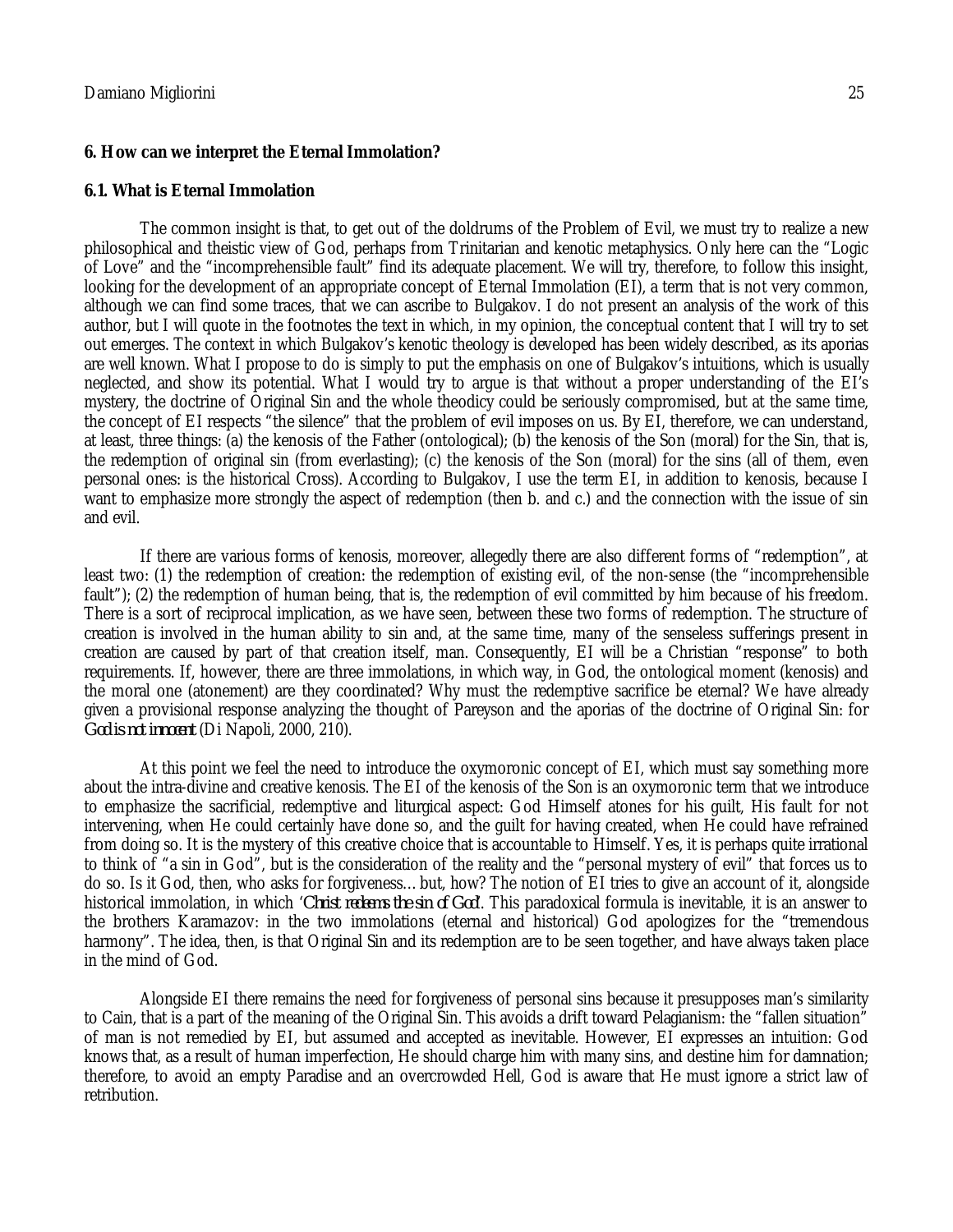## 6. How can we interpret the Eternal Immolation?

### 6.1. What is Eternal Immolation

The common insight is that, to get out of the doldrums of the Problem of Evil, we must try to realize a new philosophical and theistic view of God, perhaps from Trinitarian and kenotic metaphysics. Only here can the "Logic of Love" and the "incomprehensible fault" find its adequate placement. We will try, therefore, to follow this insight, looking for the development of an appropriate concept of Eternal Immolation (EI), a term that is not very common, although we can find some traces, that we can ascribe to Bulgakov. I do not present an analysis of the work of this author, but I will quote in the footnotes the text in which, in my opinion, the conceptual content that I will try to set out emerges. The context in which Bulgakov's kenotic theology is developed has been widely described, as its aporias are well known. What I propose to do is simply to put the emphasis on one of Bulgakov's intuitions, which is usually neglected, and show its potential. What I would try to argue is that without a proper understanding of the EI's mystery, the doctrine of Original Sin and the whole theodicy could be seriously compromised, but at the same time, the concept of EI respects "the silence" that the problem of evil imposes on us. By EI, therefore, we can understand, at least, three things: (a) the kenosis of the Father (ontological); (b) the kenosis of the Son (moral) for the Sin, that is, the redemption of original sin (from everlasting); (c) the kenosis of the Son (moral) for the sins (all of them, even personal ones: is the historical Cross). According to Bulgakov, I use the term EI, in addition to kenosis, because I want to emphasize more strongly the aspect of redemption (then b. and c.) and the connection with the issue of sin and evil.

If there are various forms of kenosis, moreover, allegedly there are also different forms of "redemption", at least two: (1) the redemption of creation: the redemption of existing evil, of the non-sense (the "incomprehensible fault"); (2) the redemption of human being, that is, the redemption of evil committed by him because of his freedom. There is a sort of reciprocal implication, as we have seen, between these two forms of redemption. The structure of creation is involved in the human ability to sin and, at the same time, many of the senseless sufferings present in creation are caused by part of that creation itself, man. Consequently, EI will be a Christian "response" to both requirements. If, however, there are three immolations, in which way, in God, the ontological moment (kenosis) and the moral one (atonement) are they coordinated? Why must the redemptive sacrifice be eternal? We have already given a provisional response analyzing the thought of Pareyson and the aporias of the doctrine of Original Sin: for *God is not innocent* (Di Napoli, 2000, 210).

At this point we feel the need to introduce the oxymoronic concept of EI, which must say something more about the intra-divine and creative kenosis. The EI of the kenosis of the Son is an oxymoronic term that we introduce to emphasize the sacrificial, redemptive and liturgical aspect: God Himself atones for his guilt, His fault for not intervening, when He could certainly have done so, and the guilt for having created, when He could have refrained from doing so. It is the mystery of this creative choice that is accountable to Himself. Yes, it is perhaps quite irrational to think of "a sin in God", but is the consideration of the reality and the "personal mystery of evil" that forces us to do so. Is it God, then, who asks for forgiveness… but, how? The notion of EI tries to give an account of it, alongside historical immolation, in which '*Christ redeems the sin of God*'. This paradoxical formula is inevitable, it is an answer to the brothers Karamazov: in the two immolations (eternal and historical) God apologizes for the "tremendous harmony". The idea, then, is that Original Sin and its redemption are to be seen together, and have always taken place in the mind of God.

Alongside EI there remains the need for forgiveness of personal sins because it presupposes man's similarity to Cain, that is a part of the meaning of the Original Sin. This avoids a drift toward Pelagianism: the "fallen situation" of man is not remedied by EI, but assumed and accepted as inevitable. However, EI expresses an intuition: God knows that, as a result of human imperfection, He should charge him with many sins, and destine him for damnation; therefore, to avoid an empty Paradise and an overcrowded Hell, God is aware that He must ignore a strict law of retribution.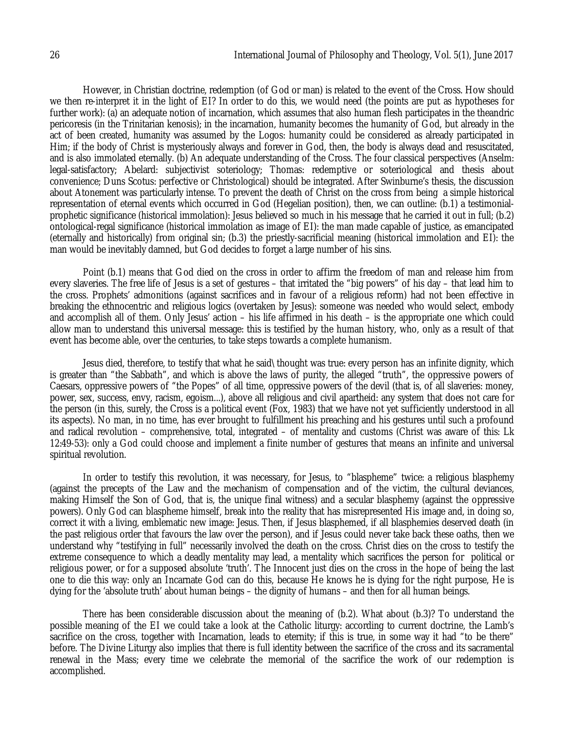However, in Christian doctrine, redemption (of God or man) is related to the event of the Cross. How should we then re-interpret it in the light of EI? In order to do this, we would need (the points are put as hypotheses for further work): (a) an adequate notion of incarnation, which assumes that also human flesh participates in the theandric pericoresis (in the Trinitarian kenosis); in the incarnation, humanity becomes the humanity of God, but already in the act of been created, humanity was assumed by the Logos: humanity could be considered as already participated in Him; if the body of Christ is mysteriously always and forever in God, then, the body is always dead and resuscitated, and is also immolated eternally. (b) An adequate understanding of the Cross. The four classical perspectives (Anselm: legal-satisfactory; Abelard: subjectivist soteriology; Thomas: redemptive or soteriological and thesis about convenience; Duns Scotus: perfective or Christological) should be integrated. After Swinburne's thesis, the discussion about Atonement was particularly intense. To prevent the death of Christ on the cross from being a simple historical representation of eternal events which occurred in God (Hegelian position), then, we can outline: (b.1) a testimonial-prophetic significance (historical immolation): Jesus believed so much in his message that he carried it out in full; (b.2) ontological-regal significance (historical immolation as image of EI): the man made capable of justice, as emancipated (eternally and historically) from original sin; (b.3) the priestly-sacrificial meaning (historical immolation and EI): the man would be inevitably damned, but God decides to forget a large number of his sins.

Point (b.1) means that God died on the cross in order to affirm the freedom of man and release him from every slaveries. The free life of Jesus is a set of gestures – that irritated the "big powers" of his day – that lead him to the cross. Prophets' admonitions (against sacrifices and in favour of a religious reform) had not been effective in breaking the ethnocentric and religious logics (overtaken by Jesus): someone was needed who would select, embody and accomplish all of them. Only Jesus' action – his life affirmed in his death – is the appropriate one which could allow man to understand this universal message: this is testified by the human history, who, only as a result of that event has become able, over the centuries, to take steps towards a complete humanism.

Jesus died, therefore, to testify that what he said\thought was true: every person has an infinite dignity, which is greater than "the Sabbath", and which is above the laws of purity, the alleged "truth", the oppressive powers of Caesars, oppressive powers of "the Popes" of all time, oppressive powers of the devil (that is, of all slaveries: money, power, sex, success, envy, racism, egoism...), above all religious and civil apartheid: any system that does not care for the person (in this, surely, the Cross is a political event (Fox, 1983) that we have not yet sufficiently understood in all its aspects). No man, in no time, has ever brought to fulfillment his preaching and his gestures until such a profound and radical revolution – comprehensive, total, integrated – of mentality and customs (Christ was aware of this: Lk 12:49-53): only a God could choose and implement a finite number of gestures that means an infinite and universal spiritual revolution.

In order to testify this revolution, it was necessary, for Jesus, to "blaspheme" twice: a religious blasphemy (against the precepts of the Law and the mechanism of compensation and of the victim, the cultural deviances, making Himself the Son of God, that is, the unique final witness) and a secular blasphemy (against the oppressive powers). Only God can blaspheme himself, break into the reality that has misrepresented His image and, in doing so, correct it with a living, emblematic new image: Jesus. Then, if Jesus blasphemed, if all blasphemies deserved death (in the past religious order that favours the law over the person), and if Jesus could never take back these oaths, then we understand why "testifying in full" necessarily involved the death on the cross. Christ dies on the cross to testify the extreme consequence to which a deadly mentality may lead, a mentality which sacrifices the person for political or religious power, or for a supposed absolute 'truth'. The Innocent just dies on the cross in the hope of being the last one to die this way: only an Incarnate God can do this, because He knows he is dying for the right purpose, He is dying for the 'absolute truth' about human beings – the dignity of humans – and then for all human beings.

There has been considerable discussion about the meaning of (b.2). What about (b.3)? To understand the possible meaning of the EI we could take a look at the Catholic liturgy: according to current doctrine, the Lamb's sacrifice on the cross, together with Incarnation, leads to eternity; if this is true, in some way it had "to be there" before. The Divine Liturgy also implies that there is full identity between the sacrifice of the cross and its sacramental renewal in the Mass; every time we celebrate the memorial of the sacrifice the work of our redemption is accomplished.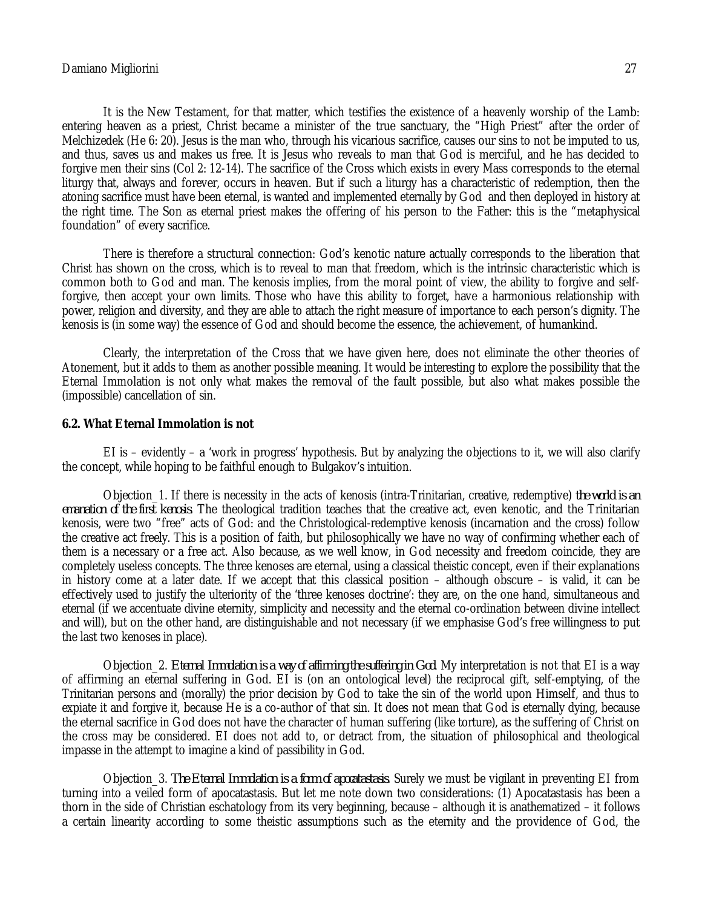It is the New Testament, for that matter, which testifies the existence of a heavenly worship of the Lamb: entering heaven as a priest, Christ became a minister of the true sanctuary, the "High Priest" after the order of Melchizedek (He 6: 20). Jesus is the man who, through his vicarious sacrifice, causes our sins to not be imputed to us, and thus, saves us and makes us free. It is Jesus who reveals to man that God is merciful, and he has decided to forgive men their sins (Col 2: 12-14). The sacrifice of the Cross which exists in every Mass corresponds to the eternal liturgy that, always and forever, occurs in heaven. But if such a liturgy has a characteristic of redemption, then the atoning sacrifice must have been eternal, is wanted and implemented eternally by God and then deployed in history at the right time. The Son as eternal priest makes the offering of his person to the Father: this is the "metaphysical foundation" of every sacrifice.

There is therefore a structural connection: God's kenotic nature actually corresponds to the liberation that Christ has shown on the cross, which is to reveal to man that freedom, which is the intrinsic characteristic which is common both to God and man. The kenosis implies, from the moral point of view, the ability to forgive and self-forgive, then accept your own limits. Those who have this ability to forget, have a harmonious relationship with power, religion and diversity, and they are able to attach the right measure of importance to each person's dignity. The kenosis is (in some way) the essence of God and should become the essence, the achievement, of humankind.

Clearly, the interpretation of the Cross that we have given here, does not eliminate the other theories of Atonement, but it adds to them as another possible meaning. It would be interesting to explore the possibility that the Eternal Immolation is not only what makes the removal of the fault possible, but also what makes possible the (impossible) cancellation of sin.

### 6.2. What Eternal Immolation is not

EI is – evidently – a 'work in progress' hypothesis. But by analyzing the objections to it, we will also clarify the concept, while hoping to be faithful enough to Bulgakov's intuition.

Objection_1. If there is necessity in the acts of kenosis (intra-Trinitarian, creative, redemptive) *the world is an emanation of the first kenosis*. The theological tradition teaches that the creative act, even kenotic, and the Trinitarian kenosis, were two "free" acts of God: and the Christological-redemptive kenosis (incarnation and the cross) follow the creative act freely. This is a position of faith, but philosophically we have no way of confirming whether each of them is a necessary or a free act. Also because, as we well know, in God necessity and freedom coincide, they are completely useless concepts. The three kenoses are eternal, using a classical theistic concept, even if their explanations in history come at a later date. If we accept that this classical position – although obscure – is valid, it can be effectively used to justify the ulteriority of the 'three kenoses doctrine': they are, on the one hand, simultaneous and eternal (if we accentuate divine eternity, simplicity and necessity and the eternal co-ordination between divine intellect and will), but on the other hand, are distinguishable and not necessary (if we emphasise God's free willingness to put the last two kenoses in place).

Objection_2. *Eternal Immolation is a way of affirming the suffering in God*. My interpretation is not that EI is a way of affirming an eternal suffering in God. EI is (on an ontological level) the reciprocal gift, self-emptying, of the Trinitarian persons and (morally) the prior decision by God to take the sin of the world upon Himself, and thus to expiate it and forgive it, because He is a co-author of that sin. It does not mean that God is eternally dying, because the eternal sacrifice in God does not have the character of human suffering (like torture), as the suffering of Christ on the cross may be considered. EI does not add to, or detract from, the situation of philosophical and theological impasse in the attempt to imagine a kind of passibility in God.

Objection_3. *The Eternal Immolation is a form of apocatastasis*. Surely we must be vigilant in preventing EI from turning into a veiled form of apocatastasis. But let me note down two considerations: (1) Apocatastasis has been a thorn in the side of Christian eschatology from its very beginning, because – although it is anathematized – it follows a certain linearity according to some theistic assumptions such as the eternity and the providence of God, the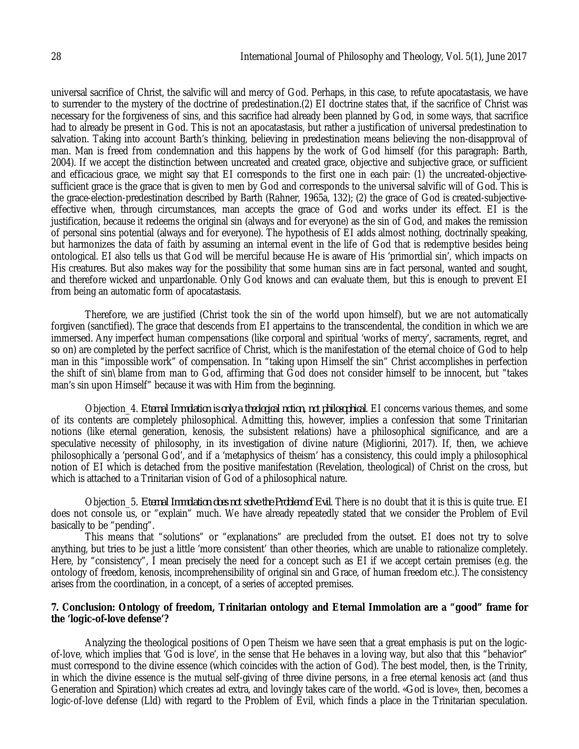universal sacrifice of Christ, the salvific will and mercy of God. Perhaps, in this case, to refute apocatastasis, we have to surrender to the mystery of the doctrine of predestination.(2) EI doctrine states that, if the sacrifice of Christ was necessary for the forgiveness of sins, and this sacrifice had already been planned by God, in some ways, that sacrifice had to already be present in God. This is not an apocatastasis, but rather a justification of universal predestination to salvation. Taking into account Barth's thinking, believing in predestination means believing the non-disapproval of man. Man is freed from condemnation and this happens by the work of God himself (for this paragraph: Barth, 2004). If we accept the distinction between uncreated and created grace, objective and subjective grace, or sufficient and efficacious grace, we might say that EI corresponds to the first one in each pair: (1) the uncreated-objective-sufficient grace is the grace that is given to men by God and corresponds to the universal salvific will of God. This is the grace-election-predestination described by Barth (Rahner, 1965a, 132); (2) the grace of God is created-subjective-effective when, through circumstances, man accepts the grace of God and works under its effect. EI is the justification, because it redeems the original sin (always and for everyone) as the sin of God, and makes the remission of personal sins potential (always and for everyone). The hypothesis of EI adds almost nothing, doctrinally speaking, but harmonizes the data of faith by assuming an internal event in the life of God that is redemptive besides being ontological. EI also tells us that God will be merciful because He is aware of His 'primordial sin', which impacts on His creatures. But also makes way for the possibility that some human sins are in fact personal, wanted and sought, and therefore wicked and unpardonable. Only God knows and can evaluate them, but this is enough to prevent EI from being an automatic form of apocatastasis.

Therefore, we are justified (Christ took the sin of the world upon himself), but we are not automatically forgiven (sanctified). The grace that descends from EI appertains to the transcendental, the condition in which we are immersed. Any imperfect human compensations (like corporal and spiritual 'works of mercy', sacraments, regret, and so on) are completed by the perfect sacrifice of Christ, which is the manifestation of the eternal choice of God to help man in this "impossible work" of compensation. In "taking upon Himself the sin" Christ accomplishes in perfection the shift of sin\blame from man to God, affirming that God does not consider himself to be innocent, but "takes man's sin upon Himself" because it was with Him from the beginning.

Objection_4. *Eternal Immolation is only a theological notion, not philosophical*. EI concerns various themes, and some of its contents are completely philosophical. Admitting this, however, implies a confession that some Trinitarian notions (like eternal generation, kenosis, the subsistent relations) have a philosophical significance, and are a speculative necessity of philosophy, in its investigation of divine nature (Migliorini, 2017). If, then, we achieve philosophically a 'personal God', and if a 'metaphysics of theism' has a consistency, this could imply a philosophical notion of EI which is detached from the positive manifestation (Revelation, theological) of Christ on the cross, but which is attached to a Trinitarian vision of God of a philosophical nature.

Objection_5. *Eternal Immolation does not solve the Problem of Evil*. There is no doubt that it is this is quite true. EI does not console us, or "explain" much. We have already repeatedly stated that we consider the Problem of Evil basically to be "pending".

This means that "solutions" or "explanations" are precluded from the outset. EI does not try to solve anything, but tries to be just a little 'more consistent' than other theories, which are unable to rationalize completely. Here, by "consistency", I mean precisely the need for a concept such as EI if we accept certain premises (e.g. the ontology of freedom, kenosis, incomprehensibility of original sin and Grace, of human freedom etc.). The consistency arises from the coordination, in a concept, of a series of accepted premises.

## 7. Conclusion: Ontology of freedom, Trinitarian ontology and Eternal Immolation are a "good" frame for the 'logic-of-love defense'?

Analyzing the theological positions of Open Theism we have seen that a great emphasis is put on the logic-of-love, which implies that 'God is love', in the sense that He behaves in a loving way, but also that this "behavior" must correspond to the divine essence (which coincides with the action of God). The best model, then, is the Trinity, in which the divine essence is the mutual self-giving of three divine persons, in a free eternal kenosis act (and thus Generation and Spiration) which creates ad extra, and lovingly takes care of the world. «God is love», then, becomes a logic-of-love defense (Lld) with regard to the Problem of Evil, which finds a place in the Trinitarian speculation.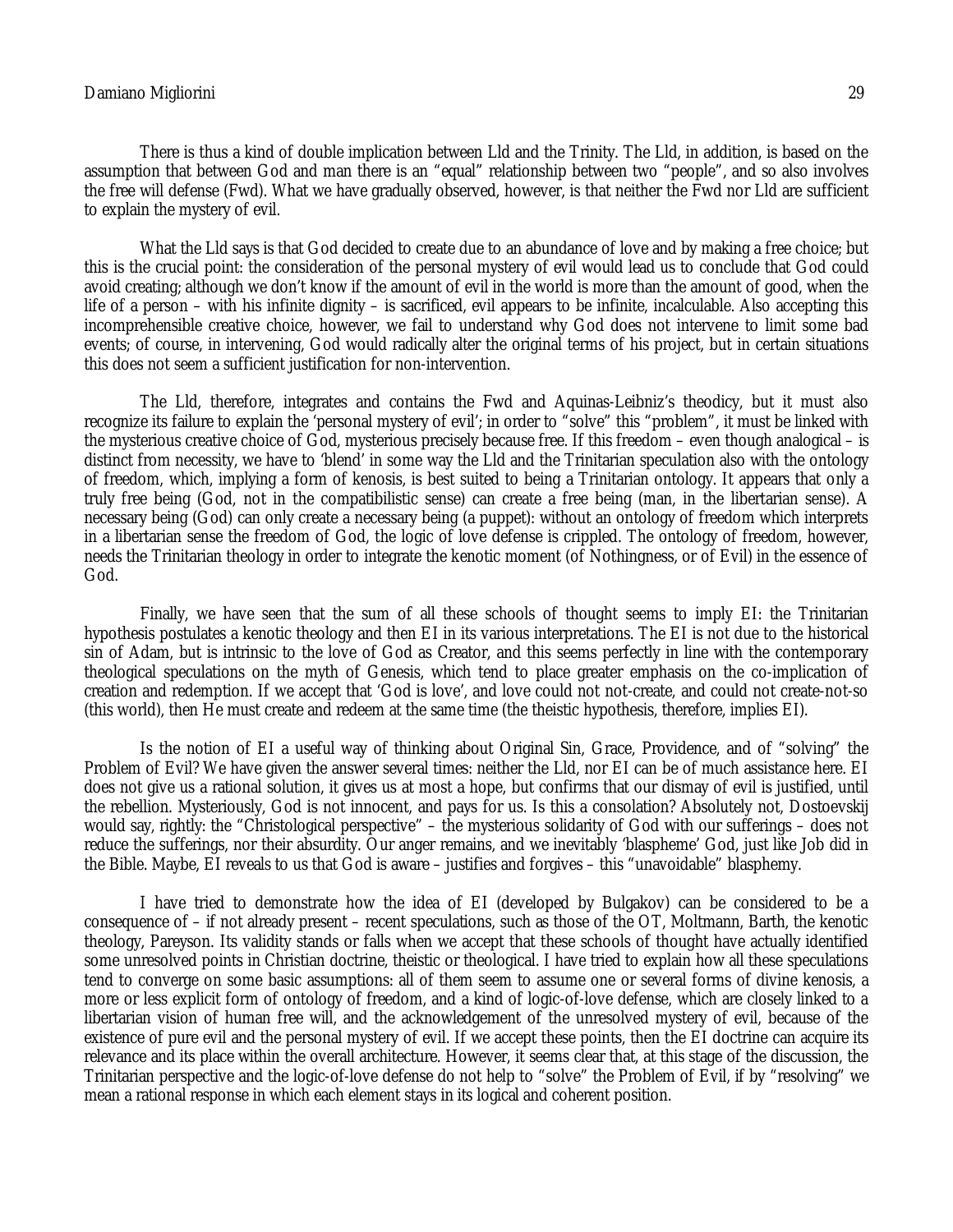There is thus a kind of double implication between Lld and the Trinity. The Lld, in addition, is based on the assumption that between God and man there is an "equal" relationship between two "people", and so also involves the free will defense (Fwd). What we have gradually observed, however, is that neither the Fwd nor Lld are sufficient to explain the mystery of evil.

What the Lld says is that God decided to create due to an abundance of love and by making a free choice; but this is the crucial point: the consideration of the personal mystery of evil would lead us to conclude that God could avoid creating; although we don't know if the amount of evil in the world is more than the amount of good, when the life of a person – with his infinite dignity – is sacrificed, evil appears to be infinite, incalculable. Also accepting this incomprehensible creative choice, however, we fail to understand why God does not intervene to limit some bad events; of course, in intervening, God would radically alter the original terms of his project, but in certain situations this does not seem a sufficient justification for non-intervention.

The Lld, therefore, integrates and contains the Fwd and Aquinas-Leibniz's theodicy, but it must also recognize its failure to explain the 'personal mystery of evil'; in order to "solve" this "problem", it must be linked with the mysterious creative choice of God, mysterious precisely because free. If this freedom – even though analogical – is distinct from necessity, we have to 'blend' in some way the Lld and the Trinitarian speculation also with the ontology of freedom, which, implying a form of kenosis, is best suited to being a Trinitarian ontology. It appears that only a truly free being (God, not in the compatibilistic sense) can create a free being (man, in the libertarian sense). A necessary being (God) can only create a necessary being (a puppet): without an ontology of freedom which interprets in a libertarian sense the freedom of God, the logic of love defense is crippled. The ontology of freedom, however, needs the Trinitarian theology in order to integrate the kenotic moment (of Nothingness, or of Evil) in the essence of God.

Finally, we have seen that the sum of all these schools of thought seems to imply EI: the Trinitarian hypothesis postulates a kenotic theology and then EI in its various interpretations. The EI is not due to the historical sin of Adam, but is intrinsic to the love of God as Creator, and this seems perfectly in line with the contemporary theological speculations on the myth of Genesis, which tend to place greater emphasis on the co-implication of creation and redemption. If we accept that 'God is love', and love could not not-create, and could not create-not-so (this world), then He must create and redeem at the same time (the theistic hypothesis, therefore, implies EI).

Is the notion of EI a useful way of thinking about Original Sin, Grace, Providence, and of "solving" the Problem of Evil? We have given the answer several times: neither the Lld, nor EI can be of much assistance here. EI does not give us a rational solution, it gives us at most a hope, but confirms that our dismay of evil is justified, until the rebellion. Mysteriously, God is not innocent, and pays for us. Is this a consolation? Absolutely not, Dostoevskij would say, rightly: the "Christological perspective" – the mysterious solidarity of God with our sufferings – does not reduce the sufferings, nor their absurdity. Our anger remains, and we inevitably 'blaspheme' God, just like Job did in the Bible. Maybe, EI reveals to us that God is aware – justifies and forgives – this "unavoidable" blasphemy.

I have tried to demonstrate how the idea of EI (developed by Bulgakov) can be considered to be a consequence of – if not already present – recent speculations, such as those of the OT, Moltmann, Barth, the kenotic theology, Pareyson. Its validity stands or falls when we accept that these schools of thought have actually identified some unresolved points in Christian doctrine, theistic or theological. I have tried to explain how all these speculations tend to converge on some basic assumptions: all of them seem to assume one or several forms of divine kenosis, a more or less explicit form of ontology of freedom, and a kind of logic-of-love defense, which are closely linked to a libertarian vision of human free will, and the acknowledgement of the unresolved mystery of evil, because of the existence of pure evil and the personal mystery of evil. If we accept these points, then the EI doctrine can acquire its relevance and its place within the overall architecture. However, it seems clear that, at this stage of the discussion, the Trinitarian perspective and the logic-of-love defense do not help to "solve" the Problem of Evil, if by "resolving" we mean a rational response in which each element stays in its logical and coherent position.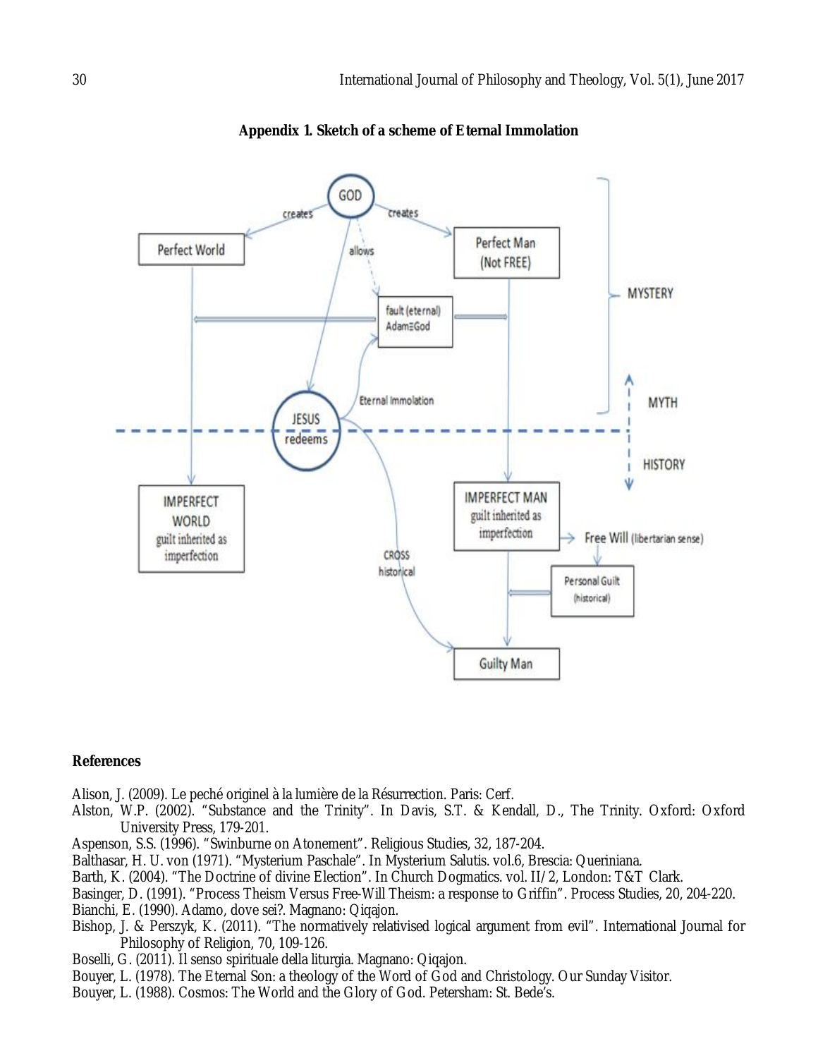**Appendix 1. Sketch of a scheme of Eternal Immolation**

## References

Alison, J. (2009). Le peché originel à la lumière de la Résurrection. Paris: Cerf.

Alston, W.P. (2002). "Substance and the Trinity". In Davis, S.T. & Kendall, D., The Trinity. Oxford: Oxford University Press, 179-201.

Aspenson, S.S. (1996). "Swinburne on Atonement". Religious Studies, 32, 187-204.

Balthasar, H. U. von (1971). "Mysterium Paschale". In Mysterium Salutis. vol.6, Brescia: Queriniana.

Barth, K. (2004). "The Doctrine of divine Election". In Church Dogmatics. vol. II/2, London: T&T Clark.

Basinger, D. (1991). "Process Theism Versus Free-Will Theism: a response to Griffin". Process Studies, 20, 204-220.

Bianchi, E. (1990). Adamo, dove sei?. Magnano: Qiqajon.

Bishop, J. & Perszyk, K. (2011). "The normatively relativised logical argument from evil". International Journal for Philosophy of Religion, 70, 109-126.

Boselli, G. (2011). Il senso spirituale della liturgia. Magnano: Qiqajon.

Bouyer, L. (1978). The Eternal Son: a theology of the Word of God and Christology. Our Sunday Visitor.

Bouyer, L. (1988). Cosmos: The World and the Glory of God. Petersham: St. Bede's.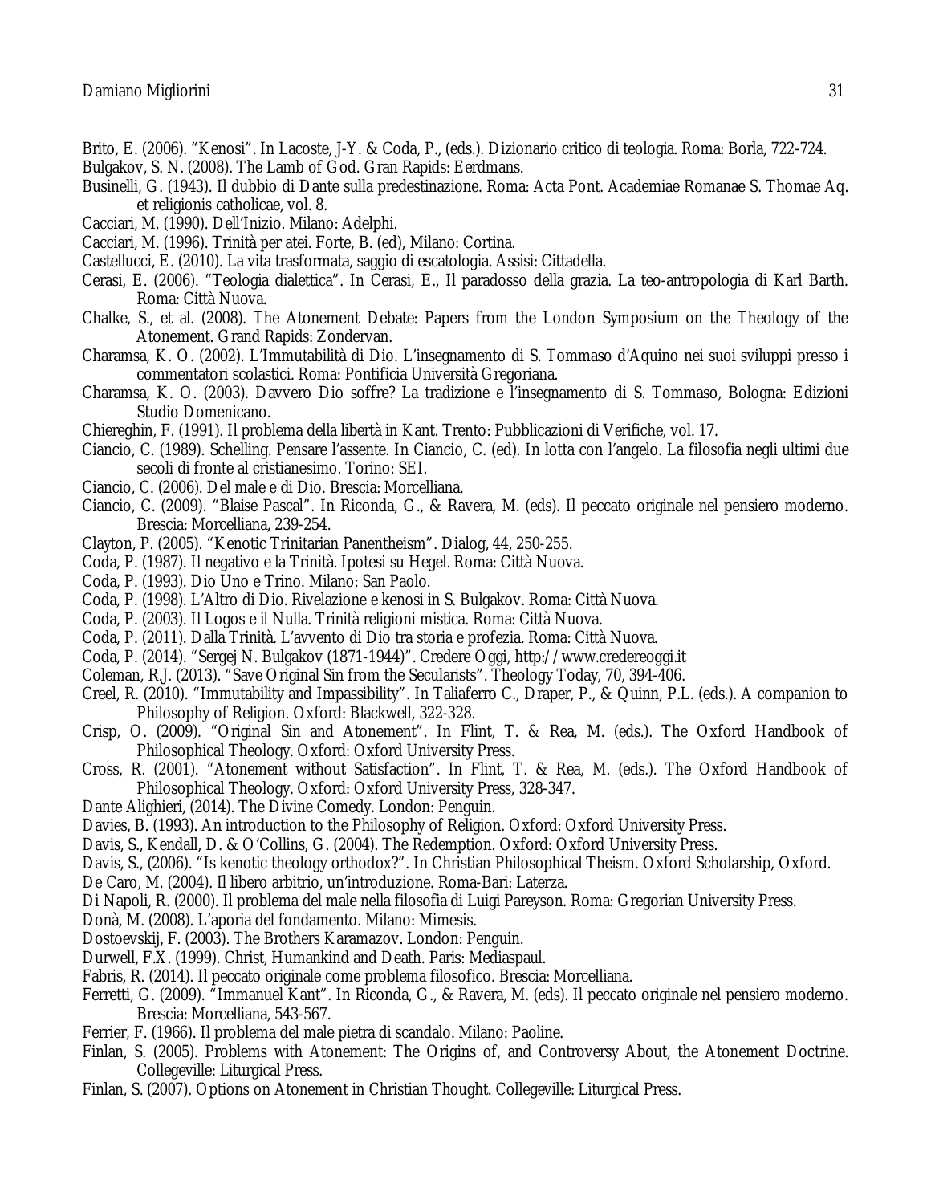Brito, E. (2006). “Kenosi”. In Lacoste, J-Y. & Coda, P., (eds.). Dizionario critico di teologia. Roma: Borla, 722-724.

Bulgakov, S. N. (2008). The Lamb of God. Gran Rapids: Eerdmans.

Businelli, G. (1943). Il dubbio di Dante sulla predestinazione. Roma: Acta Pont. Academiae Romanae S. Thomae Aq. et religionis catholicae, vol. 8.

Cacciari, M. (1990). Dell’Inizio. Milano: Adelphi.

Cacciari, M. (1996). Trinità per atei. Forte, B. (ed), Milano: Cortina.

Castellucci, E. (2010). La vita trasformata, saggio di escatologia. Assisi: Cittadella.

Cerasi, E. (2006). “Teologia dialettica”. In Cerasi, E., Il paradosso della grazia. La teo-antropologia di Karl Barth. Roma: Città Nuova.

Chalke, S., et al. (2008). The Atonement Debate: Papers from the London Symposium on the Theology of the Atonement. Grand Rapids: Zondervan.

Charamsa, K. O. (2002). L’Immutabilità di Dio. L’insegnamento di S. Tommaso d’Aquino nei suoi sviluppi presso i commentatori scolastici. Roma: Pontificia Università Gregoriana.

Charamsa, K. O. (2003). Davvero Dio soffre? La tradizione e l’insegnamento di S. Tommaso, Bologna: Edizioni Studio Domenicano.

Chiereghin, F. (1991). Il problema della libertà in Kant. Trento: Pubblicazioni di Verifiche, vol. 17.

Ciancio, C. (1989). Schelling. Pensare l’assente. In Ciancio, C. (ed). In lotta con l’angelo. La filosofia negli ultimi due secoli di fronte al cristianesimo. Torino: SEI.

Ciancio, C. (2006). Del male e di Dio. Brescia: Morcelliana.

Ciancio, C. (2009). “Blaise Pascal”. In Riconda, G., & Ravera, M. (eds). Il peccato originale nel pensiero moderno. Brescia: Morcelliana, 239-254.

Clayton, P. (2005). “Kenotic Trinitarian Panentheism”. Dialog, 44, 250-255.

Coda, P. (1987). Il negativo e la Trinità. Ipotesi su Hegel. Roma: Città Nuova.

Coda, P. (1993). Dio Uno e Trino. Milano: San Paolo.

Coda, P. (1998). L’Altro di Dio. Rivelazione e kenosi in S. Bulgakov. Roma: Città Nuova.

Coda, P. (2003). Il Logos e il Nulla. Trinità religioni mistica. Roma: Città Nuova.

Coda, P. (2011). Dalla Trinità. L’avvento di Dio tra storia e profezia. Roma: Città Nuova.

Coda, P. (2014). “Sergej N. Bulgakov (1871-1944)”. Credere Oggi, http://www.credereoggi.it

Coleman, R.J. (2013). “Save Original Sin from the Secularists”. Theology Today, 70, 394-406.

Creel, R. (2010). “Immutability and Impassibility”. In Taliaferro C., Draper, P., & Quinn, P.L. (eds.). A companion to Philosophy of Religion. Oxford: Blackwell, 322-328.

Crisp, O. (2009). “Original Sin and Atonement”. In Flint, T. & Rea, M. (eds.). The Oxford Handbook of Philosophical Theology. Oxford: Oxford University Press.

Cross, R. (2001). “Atonement without Satisfaction”. In Flint, T. & Rea, M. (eds.). The Oxford Handbook of Philosophical Theology. Oxford: Oxford University Press, 328-347.

Dante Alighieri, (2014). The Divine Comedy. London: Penguin.

Davies, B. (1993). An introduction to the Philosophy of Religion. Oxford: Oxford University Press.

Davis, S., Kendall, D. & O’Collins, G. (2004). The Redemption. Oxford: Oxford University Press.

Davis, S., (2006). “Is kenotic theology orthodox?”. In Christian Philosophical Theism. Oxford Scholarship, Oxford.

De Caro, M. (2004). Il libero arbitrio, un’introduzione. Roma-Bari: Laterza.

Di Napoli, R. (2000). Il problema del male nella filosofia di Luigi Pareyson. Roma: Gregorian University Press.

Donà, M. (2008). L’aporia del fondamento. Milano: Mimesis.

Dostoevskij, F. (2003). The Brothers Karamazov. London: Penguin.

Durwell, F.X. (1999). Christ, Humankind and Death. Paris: Mediaspaul.

Fabris, R. (2014). Il peccato originale come problema filosofico. Brescia: Morcelliana.

Ferretti, G. (2009). “Immanuel Kant”. In Riconda, G., & Ravera, M. (eds). Il peccato originale nel pensiero moderno. Brescia: Morcelliana, 543-567.

Ferrier, F. (1966). Il problema del male pietra di scandalo. Milano: Paoline.

Finlan, S. (2005). Problems with Atonement: The Origins of, and Controversy About, the Atonement Doctrine. Collegeville: Liturgical Press.

Finlan, S. (2007). Options on Atonement in Christian Thought. Collegeville: Liturgical Press.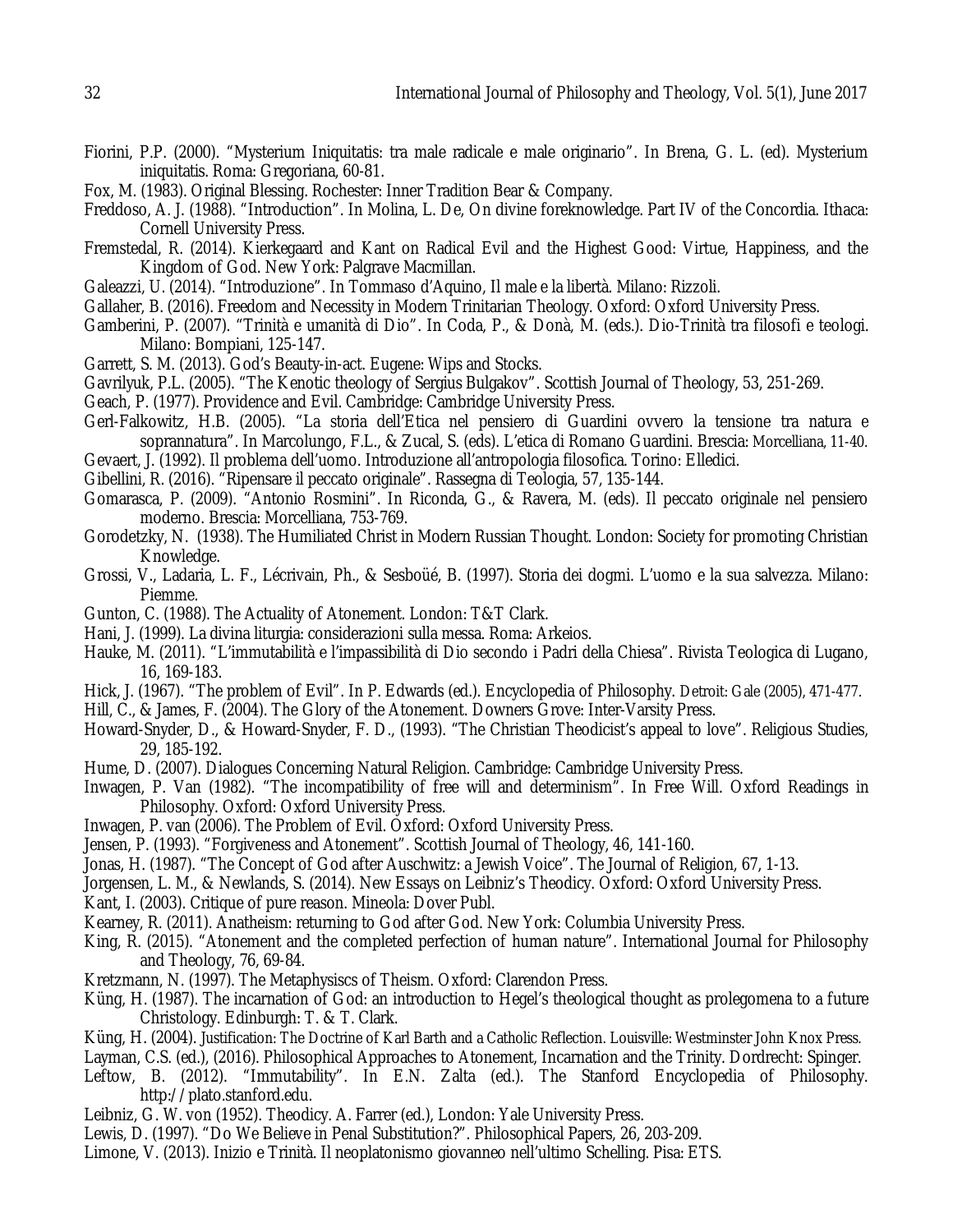Fiorini, P.P. (2000). "Mysterium Iniquitatis: tra male radicale e male originario". In Brena, G. L. (ed). Mysterium iniquitatis. Roma: Gregoriana, 60-81.

Fox, M. (1983). Original Blessing. Rochester: Inner Tradition Bear & Company.

Freddoso, A. J. (1988). "Introduction". In Molina, L. De, On divine foreknowledge. Part IV of the Concordia. Ithaca: Cornell University Press.

Fremstedal, R. (2014). Kierkegaard and Kant on Radical Evil and the Highest Good: Virtue, Happiness, and the Kingdom of God. New York: Palgrave Macmillan.

Galeazzi, U. (2014). "Introduzione". In Tommaso d'Aquino, Il male e la libertà. Milano: Rizzoli.

Gallaher, B. (2016). Freedom and Necessity in Modern Trinitarian Theology. Oxford: Oxford University Press.

Gamberini, P. (2007). "Trinità e umanità di Dio". In Coda, P., & Donà, M. (eds.). Dio-Trinità tra filosofi e teologi. Milano: Bompiani, 125-147.

Garrett, S. M. (2013). God's Beauty-in-act. Eugene: Wips and Stocks.

Gavrilyuk, P.L. (2005). "The Kenotic theology of Sergius Bulgakov". Scottish Journal of Theology, 53, 251-269.

Geach, P. (1977). Providence and Evil. Cambridge: Cambridge University Press.

Gerl-Falkowitz, H.B. (2005). "La storia dell'Etica nel pensiero di Guardini ovvero la tensione tra natura e soprannatura". In Marcolungo, F.L., & Zucal, S. (eds). L'etica di Romano Guardini. Brescia: Morcelliana, 11-40.

Gevaert, J. (1992). Il problema dell'uomo. Introduzione all'antropologia filosofica. Torino: Elledici.

Gibellini, R. (2016). "Ripensare il peccato originale". Rassegna di Teologia, 57, 135-144.

Gomarasca, P. (2009). "Antonio Rosmini". In Riconda, G., & Ravera, M. (eds). Il peccato originale nel pensiero moderno. Brescia: Morcelliana, 753-769.

Gorodetzky, N. (1938). The Humiliated Christ in Modern Russian Thought. London: Society for promoting Christian Knowledge.

Grossi, V., Ladaria, L. F., Lécrivain, Ph., & Sesboüé, B. (1997). Storia dei dogmi. L'uomo e la sua salvezza. Milano: Piemme.

Gunton, C. (1988). The Actuality of Atonement. London: T&T Clark.

Hani, J. (1999). La divina liturgia: considerazioni sulla messa. Roma: Arkeios.

Hauke, M. (2011). "L'immutabilità e l'impassibilità di Dio secondo i Padri della Chiesa". Rivista Teologica di Lugano, 16, 169-183.

Hick, J. (1967). "The problem of Evil". In P. Edwards (ed.). Encyclopedia of Philosophy. Detroit: Gale (2005), 471-477.

Hill, C., & James, F. (2004). The Glory of the Atonement. Downers Grove: Inter-Varsity Press.

Howard-Snyder, D., & Howard-Snyder, F. D., (1993). "The Christian Theodicist's appeal to love". Religious Studies, 29, 185-192.

Hume, D. (2007). Dialogues Concerning Natural Religion. Cambridge: Cambridge University Press.

Inwagen, P. Van (1982). "The incompatibility of free will and determinism". In Free Will. Oxford Readings in Philosophy. Oxford: Oxford University Press.

Inwagen, P. van (2006). The Problem of Evil. Oxford: Oxford University Press.

Jensen, P. (1993). "Forgiveness and Atonement". Scottish Journal of Theology, 46, 141-160.

Jonas, H. (1987). "The Concept of God after Auschwitz: a Jewish Voice". The Journal of Religion, 67, 1-13.

Jorgensen, L. M., & Newlands, S. (2014). New Essays on Leibniz's Theodicy. Oxford: Oxford University Press.

Kant, I. (2003). Critique of pure reason. Mineola: Dover Publ.

Kearney, R. (2011). Anatheism: returning to God after God. New York: Columbia University Press.

King, R. (2015). "Atonement and the completed perfection of human nature". International Journal for Philosophy and Theology, 76, 69-84.

Kretzmann, N. (1997). The Metaphysiscs of Theism. Oxford: Clarendon Press.

Küng, H. (1987). The incarnation of God: an introduction to Hegel's theological thought as prolegomena to a future Christology. Edinburgh: T. & T. Clark.

Küng, H. (2004). Justification: The Doctrine of Karl Barth and a Catholic Reflection. Louisville: Westminster John Knox Press.

Layman, C.S. (ed.), (2016). Philosophical Approaches to Atonement, Incarnation and the Trinity. Dordrecht: Spinger.

Leftow, B. (2012). "Immutability". In E.N. Zalta (ed.). The Stanford Encyclopedia of Philosophy. http://plato.stanford.edu.

Leibniz, G. W. von (1952). Theodicy. A. Farrer (ed.), London: Yale University Press.

Lewis, D. (1997). "Do We Believe in Penal Substitution?". Philosophical Papers, 26, 203-209.

Limone, V. (2013). Inizio e Trinità. Il neoplatonismo giovanneo nell'ultimo Schelling. Pisa: ETS.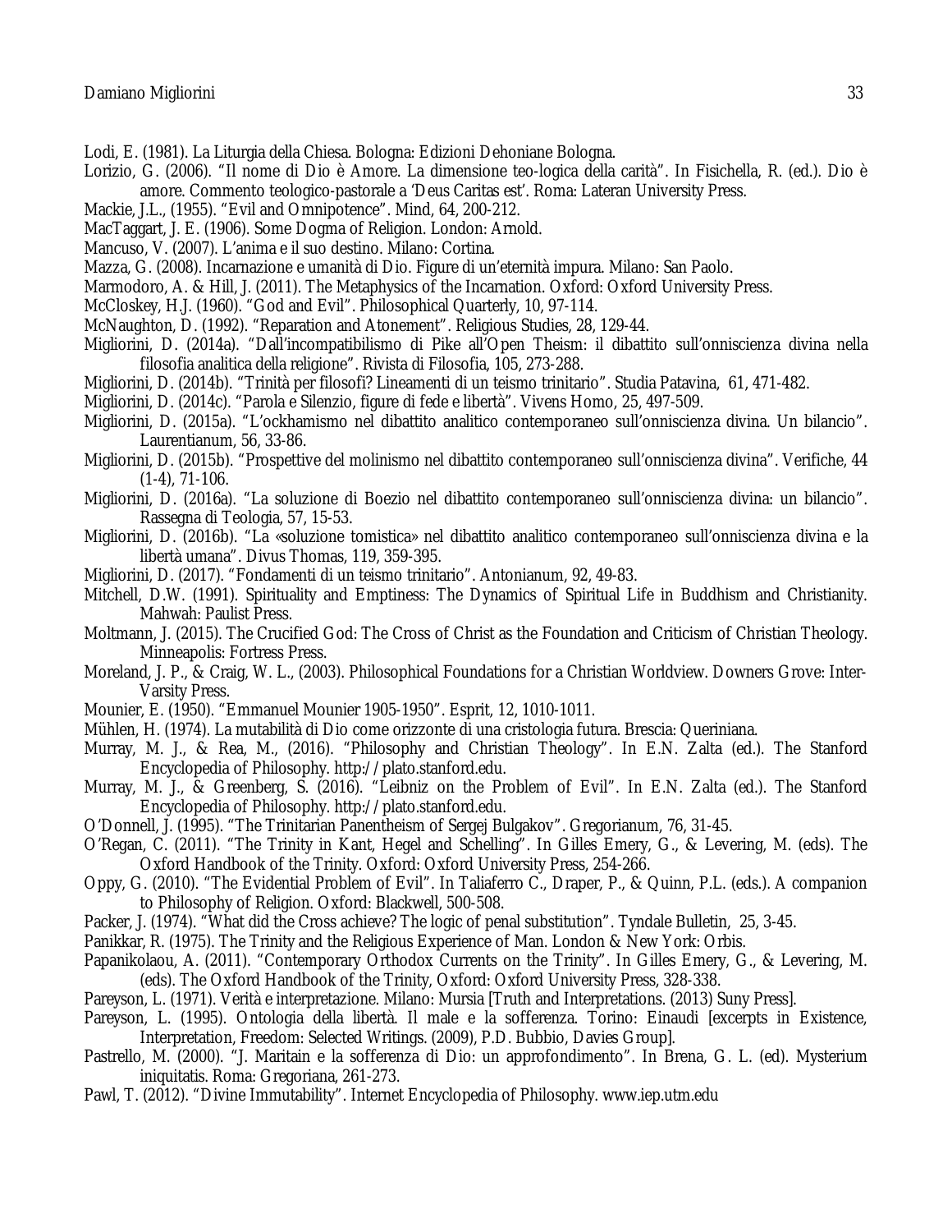Lodi, E. (1981). La Liturgia della Chiesa. Bologna: Edizioni Dehoniane Bologna.

Lorizio, G. (2006). "Il nome di Dio è Amore. La dimensione teo-logica della carità". In Fisichella, R. (ed.). Dio è amore. Commento teologico-pastorale a 'Deus Caritas est'. Roma: Lateran University Press.

Mackie, J.L., (1955). "Evil and Omnipotence". Mind, 64, 200-212.

MacTaggart, J. E. (1906). Some Dogma of Religion. London: Arnold.

Mancuso, V. (2007). L'anima e il suo destino. Milano: Cortina.

Mazza, G. (2008). Incarnazione e umanità di Dio. Figure di un'eternità impura. Milano: San Paolo.

Marmodoro, A. & Hill, J. (2011). The Metaphysics of the Incarnation. Oxford: Oxford University Press.

McCloskey, H.J. (1960). "God and Evil". Philosophical Quarterly, 10, 97-114.

McNaughton, D. (1992). "Reparation and Atonement". Religious Studies, 28, 129-44.

Migliorini, D. (2014a). "Dall'incompatibilismo di Pike all'Open Theism: il dibattito sull'onniscienza divina nella filosofia analitica della religione". Rivista di Filosofia, 105, 273-288.

Migliorini, D. (2014b). "Trinità per filosofi? Lineamenti di un teismo trinitario". Studia Patavina, 61, 471-482.

Migliorini, D. (2014c). "Parola e Silenzio, figure di fede e libertà". Vivens Homo, 25, 497-509.

Migliorini, D. (2015a). "L'ockhamismo nel dibattito analitico contemporaneo sull'onniscienza divina. Un bilancio". Laurentianum, 56, 33-86.

Migliorini, D. (2015b). "Prospettive del molinismo nel dibattito contemporaneo sull'onniscienza divina". Verifiche, 44 (1-4), 71-106.

Migliorini, D. (2016a). "La soluzione di Boezio nel dibattito contemporaneo sull'onniscienza divina: un bilancio". Rassegna di Teologia, 57, 15-53.

Migliorini, D. (2016b). "La «soluzione tomistica» nel dibattito analitico contemporaneo sull'onniscienza divina e la libertà umana". Divus Thomas, 119, 359-395.

Migliorini, D. (2017). "Fondamenti di un teismo trinitario". Antonianum, 92, 49-83.

Mitchell, D.W. (1991). Spirituality and Emptiness: The Dynamics of Spiritual Life in Buddhism and Christianity. Mahwah: Paulist Press.

Moltmann, J. (2015). The Crucified God: The Cross of Christ as the Foundation and Criticism of Christian Theology. Minneapolis: Fortress Press.

Moreland, J. P., & Craig, W. L., (2003). Philosophical Foundations for a Christian Worldview. Downers Grove: Inter-Varsity Press.

Mounier, E. (1950). "Emmanuel Mounier 1905-1950". Esprit, 12, 1010-1011.

Mühlen, H. (1974). La mutabilità di Dio come orizzonte di una cristologia futura. Brescia: Queriniana.

Murray, M. J., & Rea, M., (2016). "Philosophy and Christian Theology". In E.N. Zalta (ed.). The Stanford Encyclopedia of Philosophy. http://plato.stanford.edu.

Murray, M. J., & Greenberg, S. (2016). "Leibniz on the Problem of Evil". In E.N. Zalta (ed.). The Stanford Encyclopedia of Philosophy. http://plato.stanford.edu.

O'Donnell, J. (1995). "The Trinitarian Panentheism of Sergej Bulgakov". Gregorianum, 76, 31-45.

O'Regan, C. (2011). "The Trinity in Kant, Hegel and Schelling". In Gilles Emery, G., & Levering, M. (eds). The Oxford Handbook of the Trinity. Oxford: Oxford University Press, 254-266.

Oppy, G. (2010). "The Evidential Problem of Evil". In Taliaferro C., Draper, P., & Quinn, P.L. (eds.). A companion to Philosophy of Religion. Oxford: Blackwell, 500-508.

Packer, J. (1974). "What did the Cross achieve? The logic of penal substitution". Tyndale Bulletin, 25, 3-45.

Panikkar, R. (1975). The Trinity and the Religious Experience of Man. London & New York: Orbis.

Papanikolaou, A. (2011). "Contemporary Orthodox Currents on the Trinity". In Gilles Emery, G., & Levering, M. (eds). The Oxford Handbook of the Trinity, Oxford: Oxford University Press, 328-338.

Pareyson, L. (1971). Verità e interpretazione. Milano: Mursia [Truth and Interpretations. (2013) Suny Press].

Pareyson, L. (1995). Ontologia della libertà. Il male e la sofferenza. Torino: Einaudi [excerpts in Existence, Interpretation, Freedom: Selected Writings. (2009), P.D. Bubbio, Davies Group].

Pastrello, M. (2000). "J. Maritain e la sofferenza di Dio: un approfondimento". In Brena, G. L. (ed). Mysterium iniquitatis. Roma: Gregoriana, 261-273.

Pawl, T. (2012). "Divine Immutability". Internet Encyclopedia of Philosophy. www.iep.utm.edu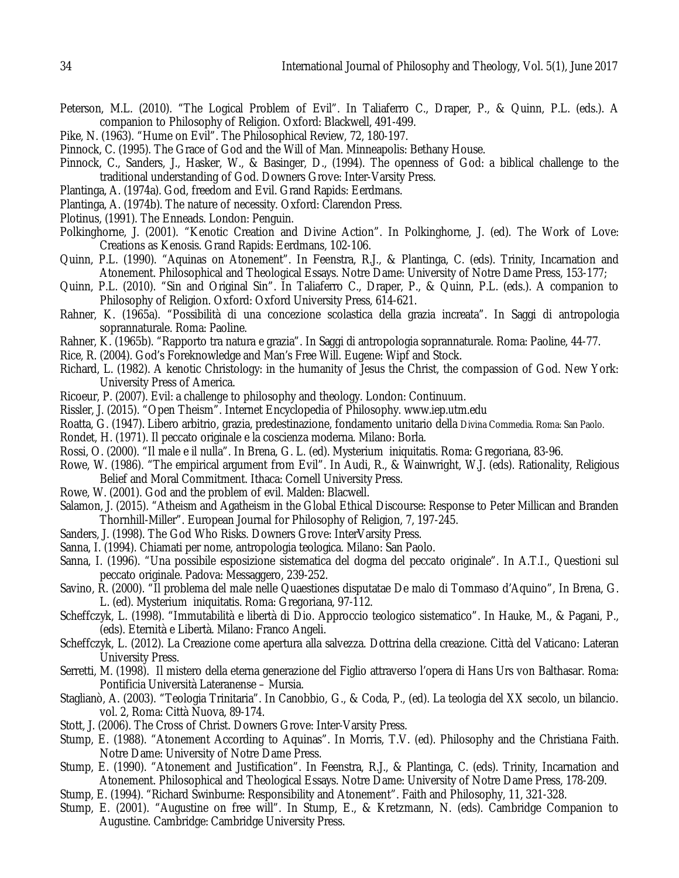Peterson, M.L. (2010). "The Logical Problem of Evil". In Taliaferro C., Draper, P., & Quinn, P.L. (eds.). A companion to Philosophy of Religion. Oxford: Blackwell, 491-499.

Pike, N. (1963). "Hume on Evil". The Philosophical Review, 72, 180-197.

Pinnock, C. (1995). The Grace of God and the Will of Man. Minneapolis: Bethany House.

Pinnock, C., Sanders, J., Hasker, W., & Basinger, D., (1994). The openness of God: a biblical challenge to the traditional understanding of God. Downers Grove: Inter-Varsity Press.

Plantinga, A. (1974a). God, freedom and Evil. Grand Rapids: Eerdmans.

Plantinga, A. (1974b). The nature of necessity. Oxford: Clarendon Press.

Plotinus, (1991). The Enneads. London: Penguin.

Polkinghorne, J. (2001). "Kenotic Creation and Divine Action". In Polkinghorne, J. (ed). The Work of Love: Creations as Kenosis. Grand Rapids: Eerdmans, 102-106.

Quinn, P.L. (1990). "Aquinas on Atonement". In Feenstra, R.J., & Plantinga, C. (eds). Trinity, Incarnation and Atonement. Philosophical and Theological Essays. Notre Dame: University of Notre Dame Press, 153-177;

Quinn, P.L. (2010). "Sin and Original Sin". In Taliaferro C., Draper, P., & Quinn, P.L. (eds.). A companion to Philosophy of Religion. Oxford: Oxford University Press, 614-621.

Rahner, K. (1965a). "Possibilità di una concezione scolastica della grazia increata". In Saggi di antropologia soprannaturale. Roma: Paoline.

Rahner, K. (1965b). "Rapporto tra natura e grazia". In Saggi di antropologia soprannaturale. Roma: Paoline, 44-77.

Rice, R. (2004). God's Foreknowledge and Man's Free Will. Eugene: Wipf and Stock.

Richard, L. (1982). A kenotic Christology: in the humanity of Jesus the Christ, the compassion of God. New York: University Press of America.

Ricoeur, P. (2007). Evil: a challenge to philosophy and theology. London: Continuum.

Rissler, J. (2015). "Open Theism". Internet Encyclopedia of Philosophy. www.iep.utm.edu

Roatta, G. (1947). Libero arbitrio, grazia, predestinazione, fondamento unitario della Divina Commedia. Roma: San Paolo.

Rondet, H. (1971). Il peccato originale e la coscienza moderna. Milano: Borla.

Rossi, O. (2000). "Il male e il nulla". In Brena, G. L. (ed). Mysterium iniquitatis. Roma: Gregoriana, 83-96.

Rowe, W. (1986). "The empirical argument from Evil". In Audi, R., & Wainwright, W.J. (eds). Rationality, Religious Belief and Moral Commitment. Ithaca: Cornell University Press.

Rowe, W. (2001). God and the problem of evil. Malden: Blacwell.

Salamon, J. (2015). "Atheism and Agatheism in the Global Ethical Discourse: Response to Peter Millican and Branden Thornhill-Miller". European Journal for Philosophy of Religion, 7, 197-245.

Sanders, J. (1998). The God Who Risks. Downers Grove: InterVarsity Press.

Sanna, I. (1994). Chiamati per nome, antropologia teologica. Milano: San Paolo.

Sanna, I. (1996). "Una possibile esposizione sistematica del dogma del peccato originale". In A.T.I., Questioni sul peccato originale. Padova: Messaggero, 239-252.

Savino, R. (2000). "Il problema del male nelle Quaestiones disputatae De malo di Tommaso d'Aquino", In Brena, G. L. (ed). Mysterium iniquitatis. Roma: Gregoriana, 97-112.

Scheffczyk, L. (1998). "Immutabilità e libertà di Dio. Approccio teologico sistematico". In Hauke, M., & Pagani, P., (eds). Eternità e Libertà. Milano: Franco Angeli.

Scheffczyk, L. (2012). La Creazione come apertura alla salvezza. Dottrina della creazione. Città del Vaticano: Lateran University Press.

Serretti, M. (1998). Il mistero della eterna generazione del Figlio attraverso l'opera di Hans Urs von Balthasar. Roma: Pontificia Università Lateranense – Mursia.

Staglianò, A. (2003). "Teologia Trinitaria". In Canobbio, G., & Coda, P., (ed). La teologia del XX secolo, un bilancio. vol. 2, Roma: Città Nuova, 89-174.

Stott, J. (2006). The Cross of Christ. Downers Grove: Inter-Varsity Press.

Stump, E. (1988). "Atonement According to Aquinas". In Morris, T.V. (ed). Philosophy and the Christiana Faith. Notre Dame: University of Notre Dame Press.

Stump, E. (1990). "Atonement and Justification". In Feenstra, R.J., & Plantinga, C. (eds). Trinity, Incarnation and Atonement. Philosophical and Theological Essays. Notre Dame: University of Notre Dame Press, 178-209.

Stump, E. (1994). "Richard Swinburne: Responsibility and Atonement". Faith and Philosophy, 11, 321-328.

Stump, E. (2001). "Augustine on free will". In Stump, E., & Kretzmann, N. (eds). Cambridge Companion to Augustine. Cambridge: Cambridge University Press.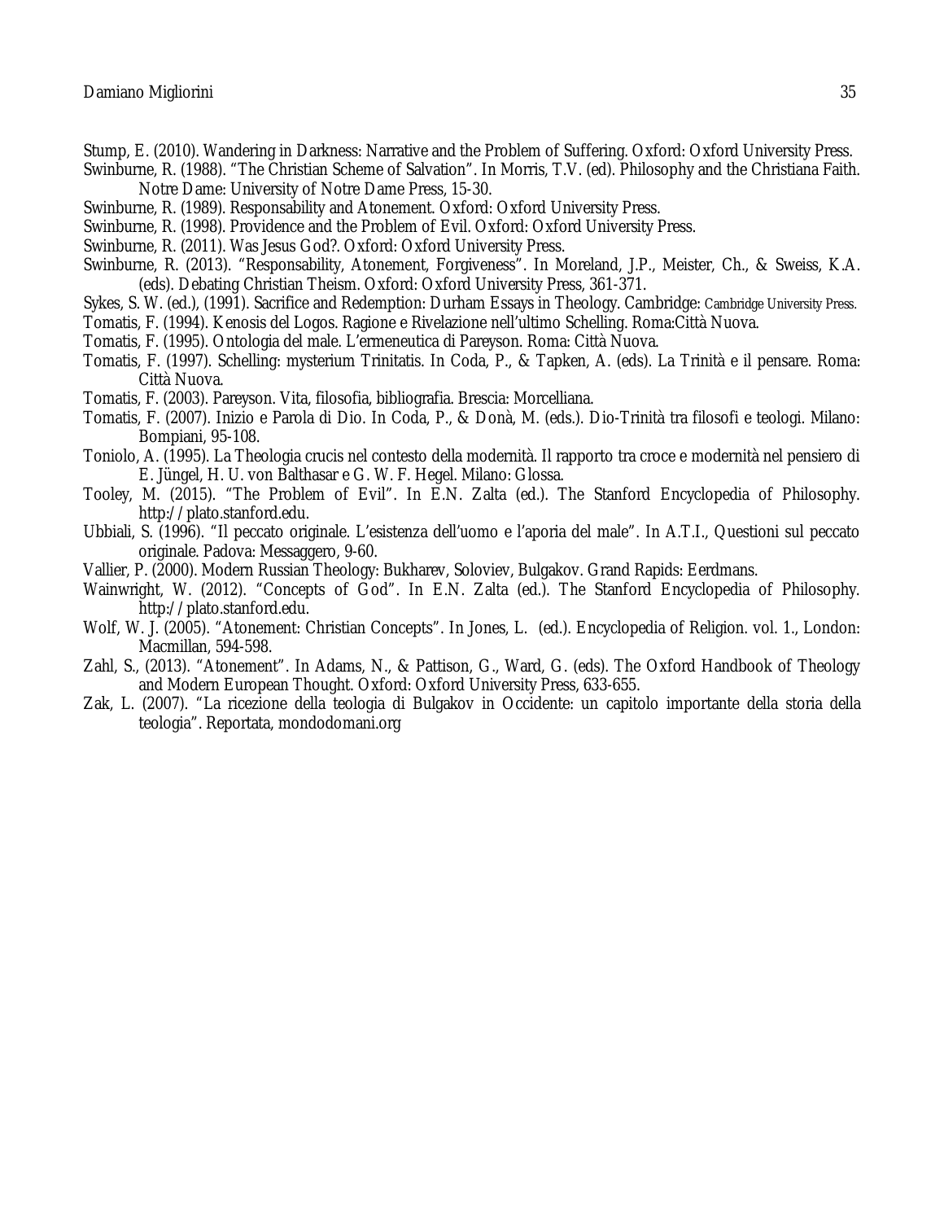Stump, E. (2010). Wandering in Darkness: Narrative and the Problem of Suffering. Oxford: Oxford University Press.

Swinburne, R. (1988). "The Christian Scheme of Salvation". In Morris, T.V. (ed). Philosophy and the Christiana Faith. Notre Dame: University of Notre Dame Press, 15-30.

Swinburne, R. (1989). Responsability and Atonement. Oxford: Oxford University Press.

Swinburne, R. (1998). Providence and the Problem of Evil. Oxford: Oxford University Press.

Swinburne, R. (2011). Was Jesus God?. Oxford: Oxford University Press.

Swinburne, R. (2013). "Responsability, Atonement, Forgiveness". In Moreland, J.P., Meister, Ch., & Sweiss, K.A. (eds). Debating Christian Theism. Oxford: Oxford University Press, 361-371.

Sykes, S. W. (ed.), (1991). Sacrifice and Redemption: Durham Essays in Theology. Cambridge: Cambridge University Press.

Tomatis, F. (1994). Kenosis del Logos. Ragione e Rivelazione nell'ultimo Schelling. Roma:Città Nuova.

Tomatis, F. (1995). Ontologia del male. L'ermeneutica di Pareyson. Roma: Città Nuova.

Tomatis, F. (1997). Schelling: mysterium Trinitatis. In Coda, P., & Tapken, A. (eds). La Trinità e il pensare. Roma: Città Nuova.

Tomatis, F. (2003). Pareyson. Vita, filosofia, bibliografia. Brescia: Morcelliana.

Tomatis, F. (2007). Inizio e Parola di Dio. In Coda, P., & Donà, M. (eds.). Dio-Trinità tra filosofi e teologi. Milano: Bompiani, 95-108.

Toniolo, A. (1995). La Theologia crucis nel contesto della modernità. Il rapporto tra croce e modernità nel pensiero di E. Jüngel, H. U. von Balthasar e G. W. F. Hegel. Milano: Glossa.

Tooley, M. (2015). "The Problem of Evil". In E.N. Zalta (ed.). The Stanford Encyclopedia of Philosophy. http://plato.stanford.edu.

Ubbiali, S. (1996). "Il peccato originale. L'esistenza dell'uomo e l'aporia del male". In A.T.I., Questioni sul peccato originale. Padova: Messaggero, 9-60.

Vallier, P. (2000). Modern Russian Theology: Bukharev, Soloviev, Bulgakov. Grand Rapids: Eerdmans.

Wainwright, W. (2012). "Concepts of God". In E.N. Zalta (ed.). The Stanford Encyclopedia of Philosophy. http://plato.stanford.edu.

Wolf, W. J. (2005). "Atonement: Christian Concepts". In Jones, L. (ed.). Encyclopedia of Religion. vol. 1., London: Macmillan, 594-598.

Zahl, S., (2013). "Atonement". In Adams, N., & Pattison, G., Ward, G. (eds). The Oxford Handbook of Theology and Modern European Thought. Oxford: Oxford University Press, 633-655.

Zak, L. (2007). "La ricezione della teologia di Bulgakov in Occidente: un capitolo importante della storia della teologia". Reportata, mondodomani.org